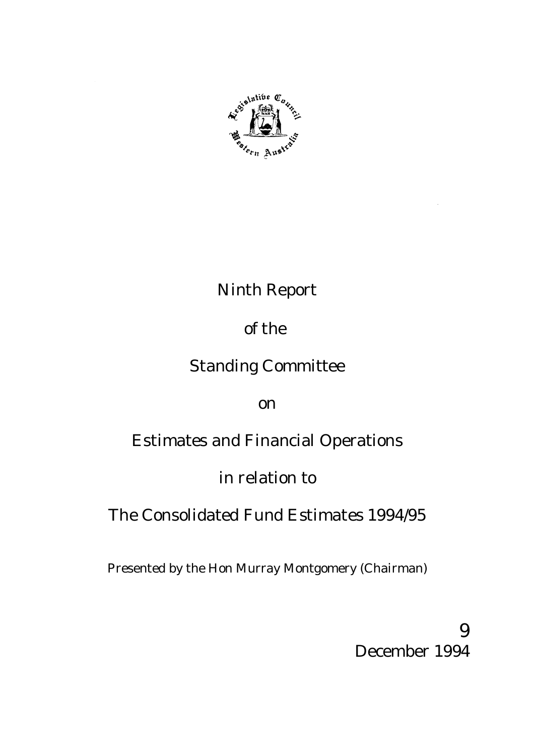# Ninth Report

## of the

## Standing Committee

## on

## Estimates and Financial Operations

## in relation to

## The Consolidated Fund Estimates 1994/95

Presented by the Hon Murray Montgomery (Chairman)

9 December 1994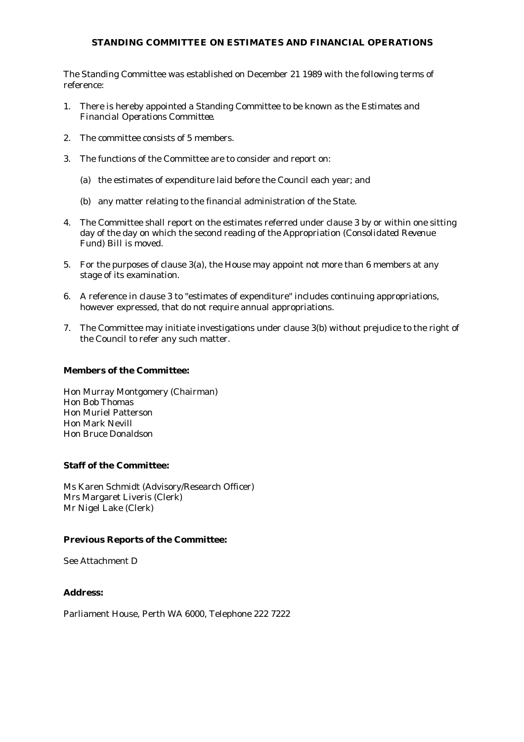# STANDING COMMITTEE ON ESTIMATES AND FINANCIAL OPERATIONS

The Standing Committee was established on December 21 1989 with the following terms of reference:

1. There is hereby appointed a Standing Committee to be known as the Estimates and Financial Operations Committee.

2. The committee consists of 5 members.

3. The functions of the Committee are to consider and report on:

   (a) the estimates of expenditure laid before the Council each year; and

   (b) any matter relating to the financial administration of the State.

4. The Committee shall report on the estimates referred under clause 3 by or within one sitting day of the day on which the second reading of the Appropriation (Consolidated Revenue Fund) Bill is moved.

5. For the purposes of clause 3(a), the House may appoint not more than 6 members at any stage of its examination.

6. A reference in clause 3 to "estimates of expenditure" includes continuing appropriations, however expressed, that do not require annual appropriations.

7. The Committee may initiate investigations under clause 3(b) without prejudice to the right of the Council to refer any such matter.

**Members of the Committee:**

Hon Murray Montgomery (Chairman)
Hon Bob Thomas
Hon Muriel Patterson
Hon Mark Nevill
Hon Bruce Donaldson

**Staff of the Committee:**

Ms Karen Schmidt (Advisory/Research Officer)
Mrs Margaret Liveris (Clerk)
Mr Nigel Lake (Clerk)

**Previous Reports of the Committee:**

See Attachment D

**Address:**

Parliament House, Perth WA 6000, Telephone 222 7222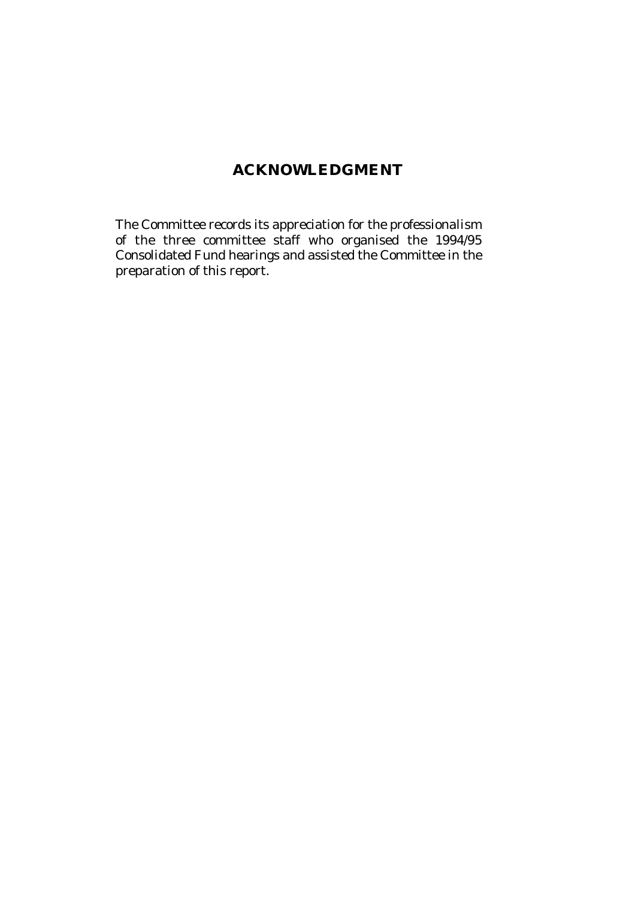# ACKNOWLEDGMENT

The Committee records its appreciation for the professionalism of the three committee staff who organised the 1994/95 Consolidated Fund hearings and assisted the Committee in the preparation of this report.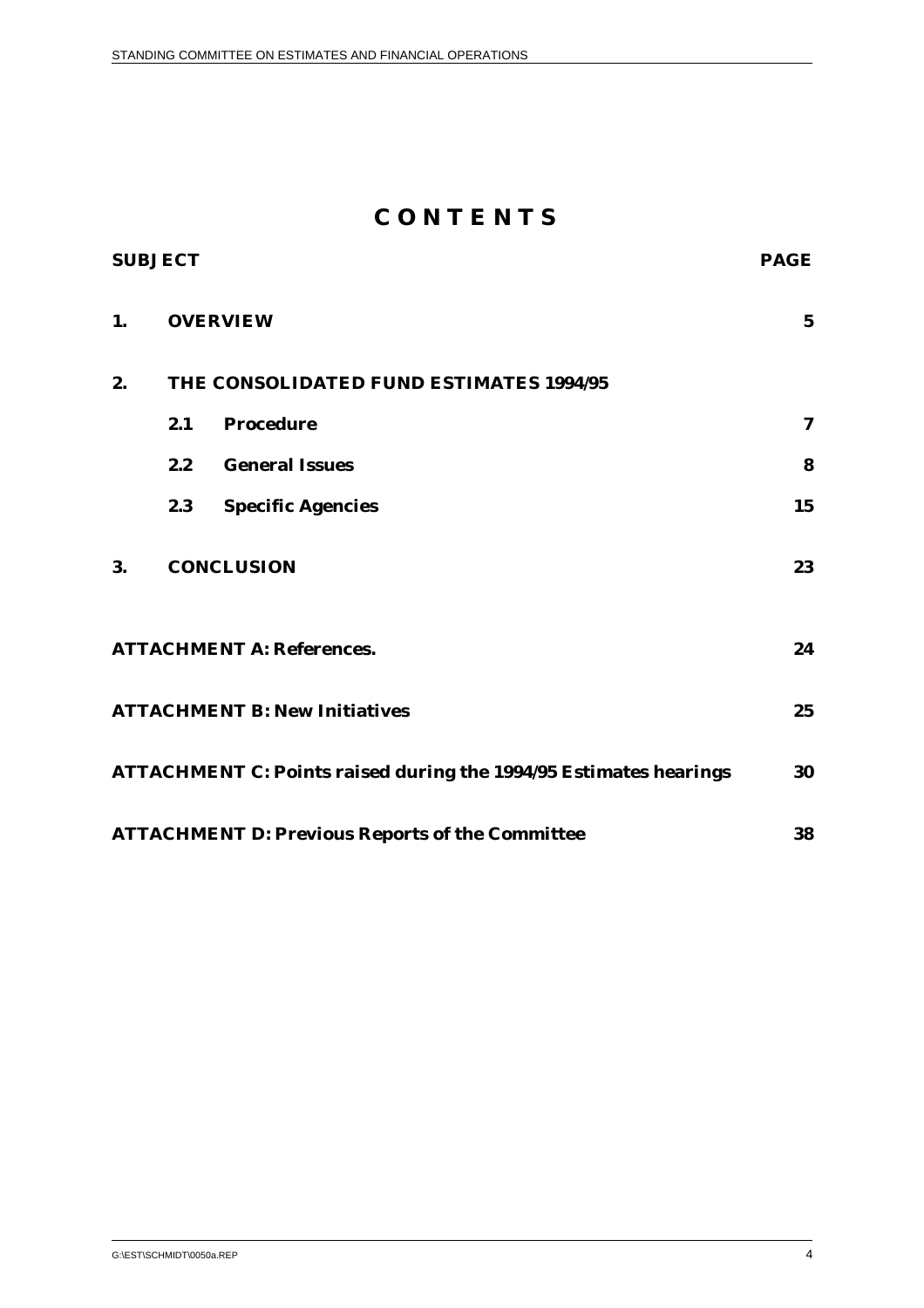# C O N T E N T S

| SUBJECT | | | PAGE |
|---|---|---|---|
| **1.** | **OVERVIEW** | | **5** |
| **2.** | **THE CONSOLIDATED FUND ESTIMATES 1994/95** | | |
| | **2.1** | **Procedure** | **7** |
| | **2.2** | **General Issues** | **8** |
| | **2.3** | **Specific Agencies** | **15** |
| **3.** | **CONCLUSION** | | **23** |
| **ATTACHMENT A: References.** | | | **24** |
| **ATTACHMENT B: New Initiatives** | | | **25** |
| **ATTACHMENT C: Points raised during the 1994/95 Estimates hearings** | | | **30** |
| **ATTACHMENT D: Previous Reports of the Committee** | | | **38** |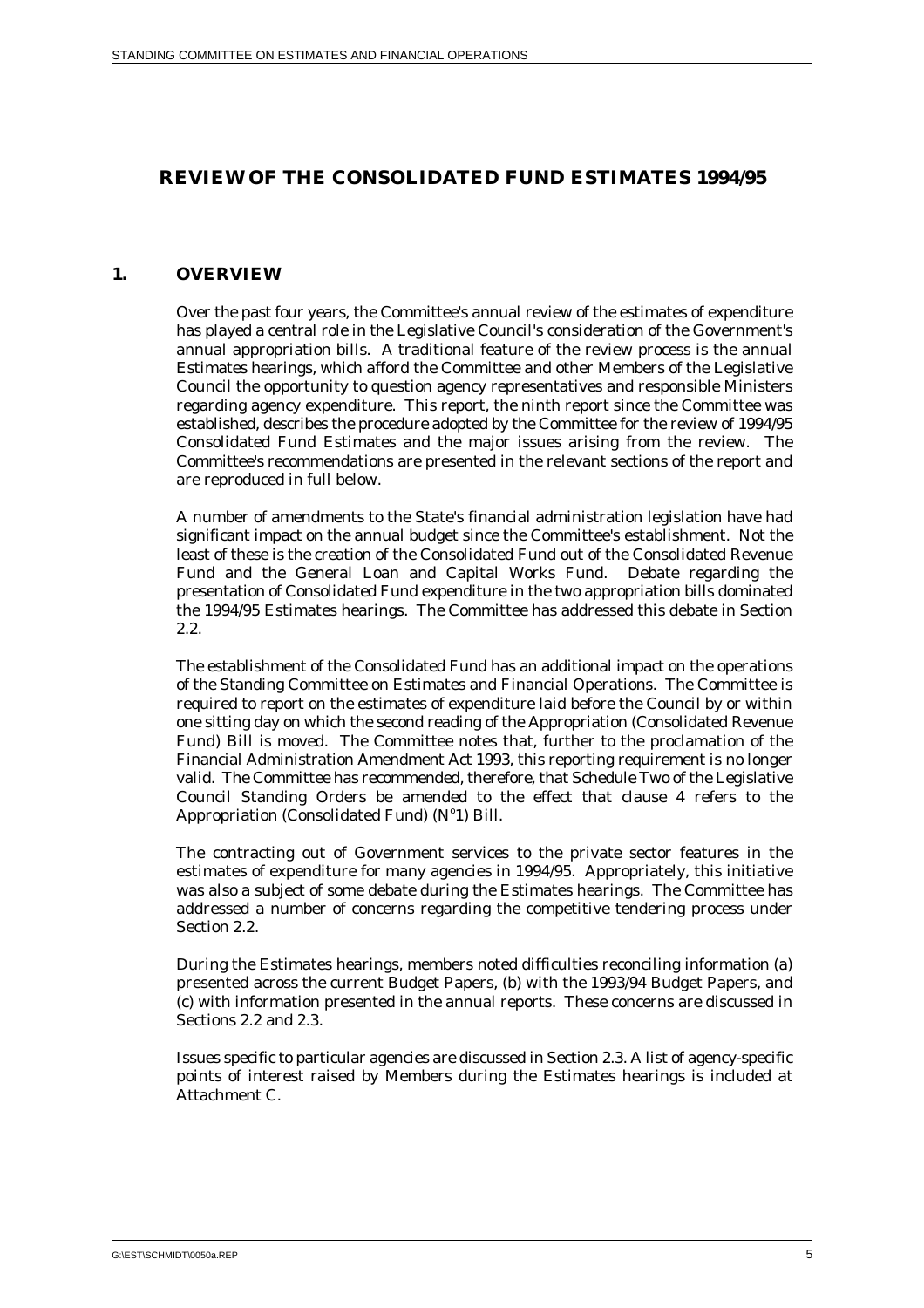# REVIEW OF THE CONSOLIDATED FUND ESTIMATES 1994/95

## 1. OVERVIEW

Over the past four years, the Committee's annual review of the estimates of expenditure has played a central role in the Legislative Council's consideration of the Government's annual appropriation bills. A traditional feature of the review process is the annual Estimates hearings, which afford the Committee and other Members of the Legislative Council the opportunity to question agency representatives and responsible Ministers regarding agency expenditure. This report, the ninth report since the Committee was established, describes the procedure adopted by the Committee for the review of 1994/95 Consolidated Fund Estimates and the major issues arising from the review. The Committee's recommendations are presented in the relevant sections of the report and are reproduced in full below.

A number of amendments to the State's financial administration legislation have had significant impact on the annual budget since the Committee's establishment. Not the least of these is the creation of the Consolidated Fund out of the Consolidated Revenue Fund and the General Loan and Capital Works Fund. Debate regarding the presentation of Consolidated Fund expenditure in the two appropriation bills dominated the 1994/95 Estimates hearings. The Committee has addressed this debate in Section 2.2.

The establishment of the Consolidated Fund has an additional impact on the operations of the Standing Committee on Estimates and Financial Operations. The Committee is required to report on the estimates of expenditure laid before the Council by or within one sitting day on which the second reading of the Appropriation (Consolidated Revenue Fund) Bill is moved. The Committee notes that, further to the proclamation of the Financial Administration Amendment Act 1993, this reporting requirement is no longer valid. The Committee has recommended, therefore, that Schedule Two of the Legislative Council Standing Orders be amended to the effect that clause 4 refers to the Appropriation (Consolidated Fund) (N°1) Bill.

The contracting out of Government services to the private sector features in the estimates of expenditure for many agencies in 1994/95. Appropriately, this initiative was also a subject of some debate during the Estimates hearings. The Committee has addressed a number of concerns regarding the competitive tendering process under Section 2.2.

During the Estimates hearings, members noted difficulties reconciling information (a) presented across the current Budget Papers, (b) with the 1993/94 Budget Papers, and (c) with information presented in the annual reports. These concerns are discussed in Sections 2.2 and 2.3.

Issues specific to particular agencies are discussed in Section 2.3. A list of agency-specific points of interest raised by Members during the Estimates hearings is included at Attachment C.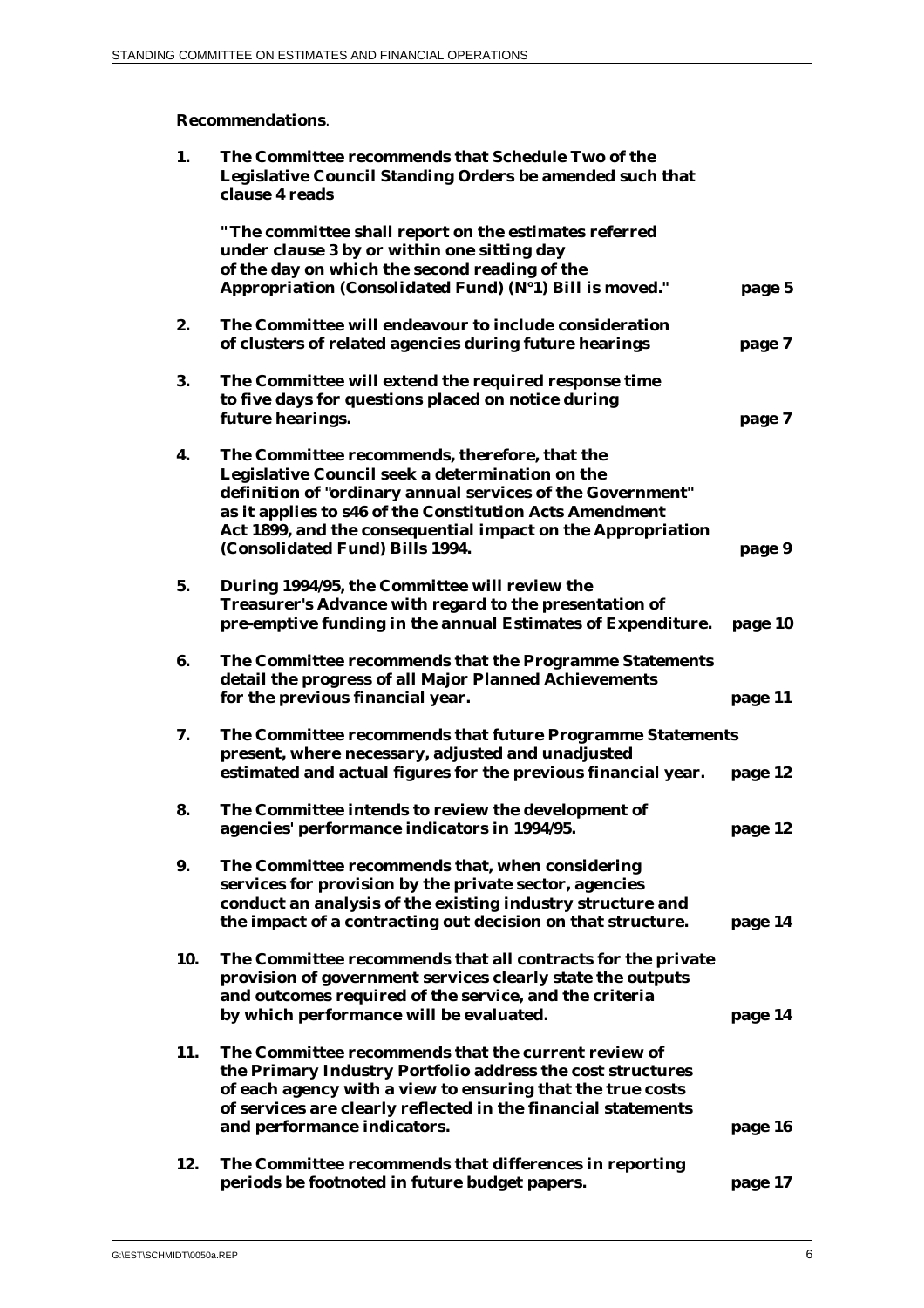**Recommendations**.

| | | |
|---|---|---|
| **1.** | **The Committee recommends that Schedule Two of the Legislative Council Standing Orders be amended such that clause 4 reads**<br><br>**"The committee shall report on the estimates referred under clause 3 by or within one sitting day of the day on which the second reading of the *Appropriation (Consolidated Fund) (N°1) Bill* is moved."** | **page 5** |
| **2.** | **The Committee will endeavour to include consideration of clusters of related agencies during future hearings** | **page 7** |
| **3.** | **The Committee will extend the required response time to five days for questions placed on notice during future hearings.** | **page 7** |
| **4.** | **The Committee recommends, therefore, that the Legislative Council seek a determination on the definition of "ordinary annual services of the Government" as it applies to s46 of the *Constitution Acts Amendment Act 1899*, and the consequential impact on the Appropriation (Consolidated Fund) Bills 1994.** | **page 9** |
| **5.** | **During 1994/95, the Committee will review the Treasurer's Advance with regard to the presentation of pre-emptive funding in the annual Estimates of Expenditure.** | **page 10** |
| **6.** | **The Committee recommends that the Programme Statements detail the progress of all Major Planned Achievements for the previous financial year.** | **page 11** |
| **7.** | **The Committee recommends that future Programme Statements present, where necessary, adjusted and unadjusted estimated and actual figures for the previous financial year.** | **page 12** |
| **8.** | **The Committee intends to review the development of agencies' performance indicators in 1994/95.** | **page 12** |
| **9.** | **The Committee recommends that, when considering services for provision by the private sector, agencies conduct an analysis of the existing industry structure and the impact of a contracting out decision on that structure.** | **page 14** |
| **10.** | **The Committee recommends that all contracts for the private provision of government services clearly state the outputs and outcomes required of the service, and the criteria by which performance will be evaluated.** | **page 14** |
| **11.** | **The Committee recommends that the current review of the Primary Industry Portfolio address the cost structures of each agency with a view to ensuring that the true costs of services are clearly reflected in the financial statements and performance indicators.** | **page 16** |
| **12.** | **The Committee recommends that differences in reporting periods be footnoted in future budget papers.** | **page 17** |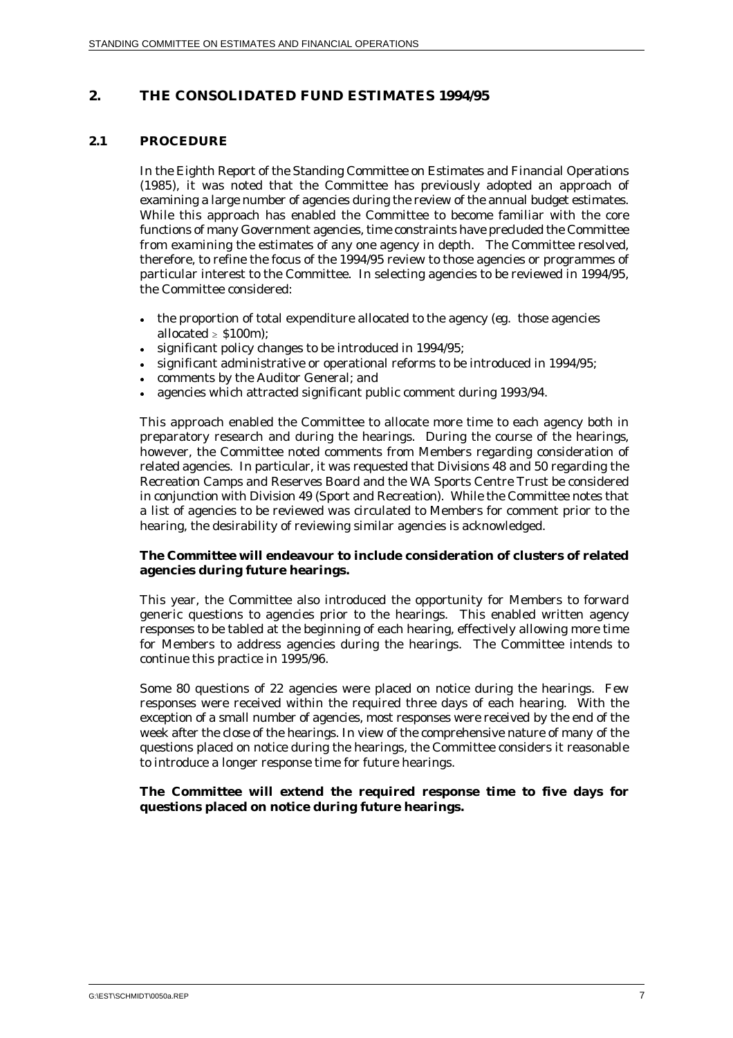## 2. THE CONSOLIDATED FUND ESTIMATES 1994/95

### 2.1 PROCEDURE

In the Eighth Report of the Standing Committee on Estimates and Financial Operations (1985), it was noted that the Committee has previously adopted an approach of examining a large number of agencies during the review of the annual budget estimates. While this approach has enabled the Committee to become familiar with the core functions of many Government agencies, time constraints have precluded the Committee from examining the estimates of any one agency in depth. The Committee resolved, therefore, to refine the focus of the 1994/95 review to those agencies or programmes of particular interest to the Committee. In selecting agencies to be reviewed in 1994/95, the Committee considered:

- the proportion of total expenditure allocated to the agency (eg. those agencies allocated $\geq$ \$100m);
- significant policy changes to be introduced in 1994/95;
- significant administrative or operational reforms to be introduced in 1994/95;
- comments by the Auditor General; and
- agencies which attracted significant public comment during 1993/94.

This approach enabled the Committee to allocate more time to each agency both in preparatory research and during the hearings. During the course of the hearings, however, the Committee noted comments from Members regarding consideration of related agencies. In particular, it was requested that Divisions 48 and 50 regarding the Recreation Camps and Reserves Board and the WA Sports Centre Trust be considered in conjunction with Division 49 (Sport and Recreation). While the Committee notes that a list of agencies to be reviewed was circulated to Members for comment prior to the hearing, the desirability of reviewing similar agencies is acknowledged.

**The Committee will endeavour to include consideration of clusters of related agencies during future hearings.**

This year, the Committee also introduced the opportunity for Members to forward generic questions to agencies prior to the hearings. This enabled written agency responses to be tabled at the beginning of each hearing, effectively allowing more time for Members to address agencies during the hearings. The Committee intends to continue this practice in 1995/96.

Some 80 questions of 22 agencies were placed on notice during the hearings. Few responses were received within the required three days of each hearing. With the exception of a small number of agencies, most responses were received by the end of the week after the close of the hearings. In view of the comprehensive nature of many of the questions placed on notice during the hearings, the Committee considers it reasonable to introduce a longer response time for future hearings.

**The Committee will extend the required response time to five days for questions placed on notice during future hearings.**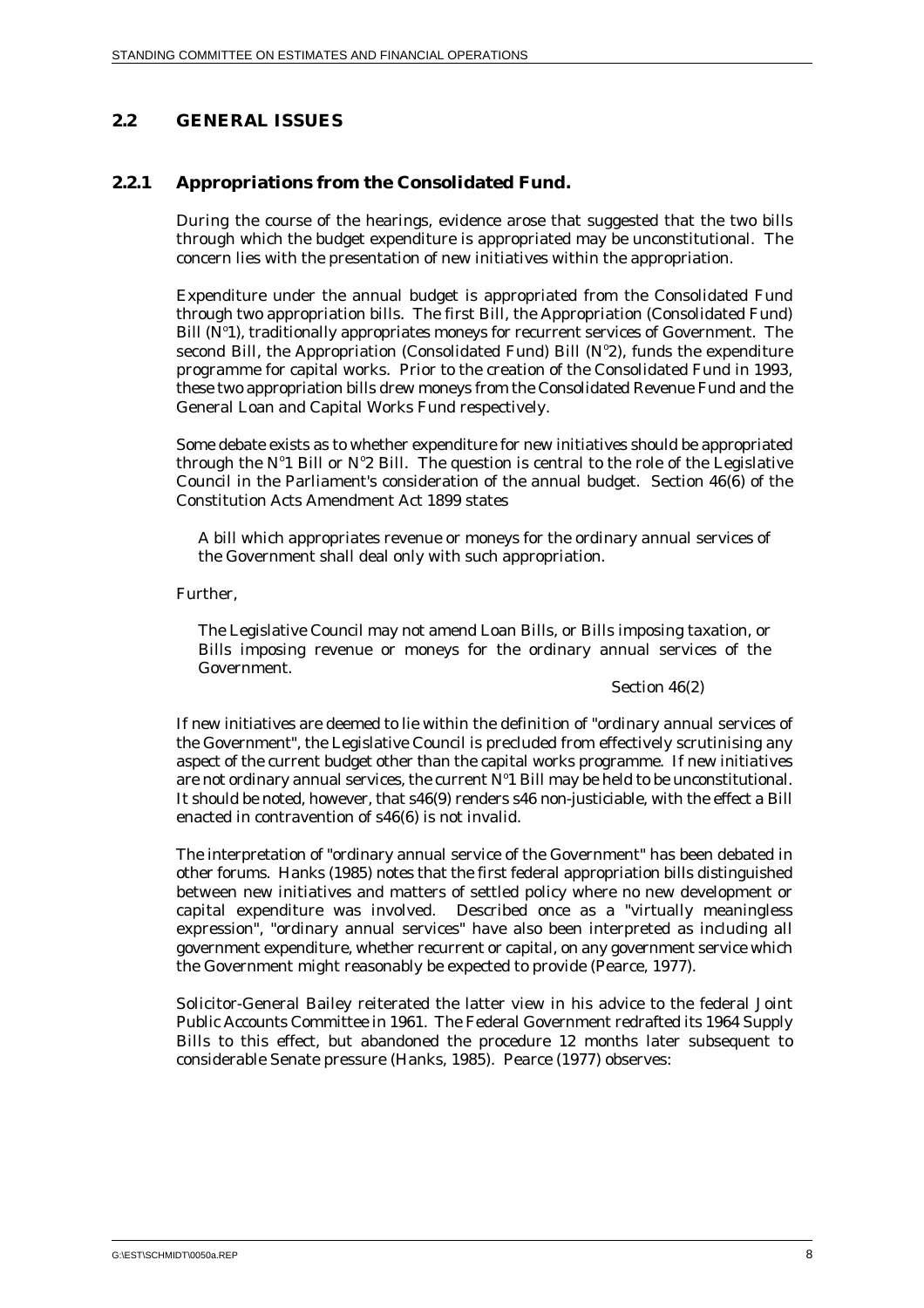## 2.2 GENERAL ISSUES

### 2.2.1 Appropriations from the Consolidated Fund.

During the course of the hearings, evidence arose that suggested that the two bills through which the budget expenditure is appropriated may be unconstitutional. The concern lies with the presentation of new initiatives within the appropriation.

Expenditure under the annual budget is appropriated from the Consolidated Fund through two appropriation bills. The first Bill, the Appropriation (Consolidated Fund) Bill (N°1), traditionally appropriates moneys for recurrent services of Government. The second Bill, the Appropriation (Consolidated Fund) Bill (N°2), funds the expenditure programme for capital works. Prior to the creation of the Consolidated Fund in 1993, these two appropriation bills drew moneys from the Consolidated Revenue Fund and the General Loan and Capital Works Fund respectively.

Some debate exists as to whether expenditure for new initiatives should be appropriated through the N°1 Bill or N°2 Bill. The question is central to the role of the Legislative Council in the Parliament's consideration of the annual budget. Section 46(6) of the Constitution Acts Amendment Act 1899 states

> A bill which appropriates revenue or moneys for the ordinary annual services of the Government shall deal only with such appropriation.

Further,

> The Legislative Council may not amend Loan Bills, or Bills imposing taxation, or Bills imposing revenue or moneys for the ordinary annual services of the Government.
>
> Section 46(2)

If new initiatives are deemed to lie within the definition of "ordinary annual services of the Government", the Legislative Council is precluded from effectively scrutinising any aspect of the current budget other than the capital works programme. If new initiatives are not ordinary annual services, the current N°1 Bill may be held to be unconstitutional. It should be noted, however, that s46(9) renders s46 non-justiciable, with the effect a Bill enacted in contravention of s46(6) is not invalid.

The interpretation of "ordinary annual service of the Government" has been debated in other forums. Hanks (1985) notes that the first federal appropriation bills distinguished between new initiatives and matters of settled policy where no new development or capital expenditure was involved. Described once as a "virtually meaningless expression", "ordinary annual services" have also been interpreted as including all government expenditure, whether recurrent or capital, on any government service which the Government might reasonably be expected to provide (Pearce, 1977).

Solicitor-General Bailey reiterated the latter view in his advice to the federal Joint Public Accounts Committee in 1961. The Federal Government redrafted its 1964 Supply Bills to this effect, but abandoned the procedure 12 months later subsequent to considerable Senate pressure (Hanks, 1985). Pearce (1977) observes: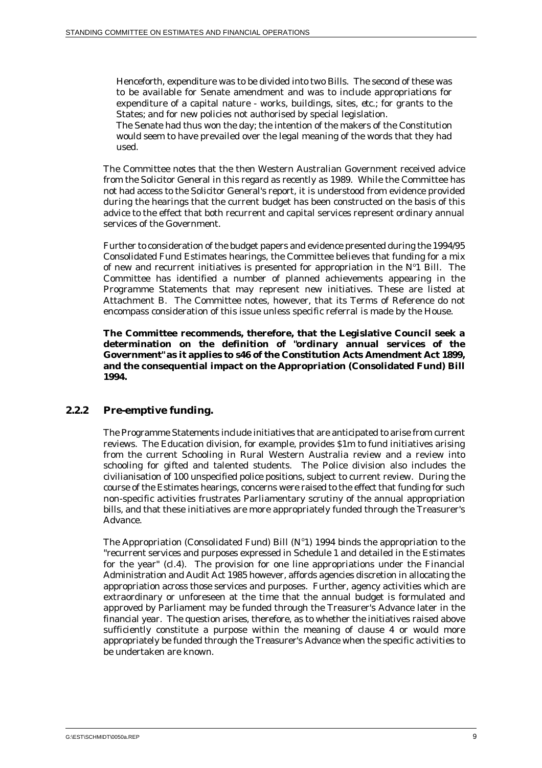> Henceforth, expenditure was to be divided into two Bills. The second of these was to be available for Senate amendment and was to include appropriations for expenditure of a capital nature - works, buildings, sites, etc.; for grants to the States; and for new policies not authorised by special legislation.
>
> The Senate had thus won the day; the intention of the makers of the Constitution would seem to have prevailed over the legal meaning of the words that they had used.

The Committee notes that the then Western Australian Government received advice from the Solicitor General in this regard as recently as 1989. While the Committee has not had access to the Solicitor General's report, it is understood from evidence provided during the hearings that the current budget has been constructed on the basis of this advice to the effect that both recurrent and capital services represent ordinary annual services of the Government.

Further to consideration of the budget papers and evidence presented during the 1994/95 Consolidated Fund Estimates hearings, the Committee believes that funding for a mix of new and recurrent initiatives is presented for appropriation in the N°1 Bill. The Committee has identified a number of planned achievements appearing in the Programme Statements that may represent new initiatives. These are listed at Attachment B. The Committee notes, however, that its Terms of Reference do not encompass consideration of this issue unless specific referral is made by the House.

**The Committee recommends, therefore, that the Legislative Council seek a determination on the definition of "ordinary annual services of the Government" as it applies to s46 of the Constitution Acts Amendment Act 1899, and the consequential impact on the Appropriation (Consolidated Fund) Bill 1994.**

### 2.2.2 Pre-emptive funding.

The Programme Statements include initiatives that are anticipated to arise from current reviews. The Education division, for example, provides $1m to fund initiatives arising from the current Schooling in Rural Western Australia review and a review into schooling for gifted and talented students. The Police division also includes the civilianisation of 100 unspecified police positions, subject to current review. During the course of the Estimates hearings, concerns were raised to the effect that funding for such non-specific activities frustrates Parliamentary scrutiny of the annual appropriation bills, and that these initiatives are more appropriately funded through the Treasurer's Advance.

The Appropriation (Consolidated Fund) Bill (N°1) 1994 binds the appropriation to the "recurrent services and purposes expressed in Schedule 1 and detailed in the Estimates for the year" (cl.4). The provision for one line appropriations under the Financial Administration and Audit Act 1985 however, affords agencies discretion in allocating the appropriation across those services and purposes. Further, agency activities which are extraordinary or unforeseen at the time that the annual budget is formulated and approved by Parliament may be funded through the Treasurer's Advance later in the financial year. The question arises, therefore, as to whether the initiatives raised above sufficiently constitute a purpose within the meaning of clause 4 or would more appropriately be funded through the Treasurer's Advance when the specific activities to be undertaken are known.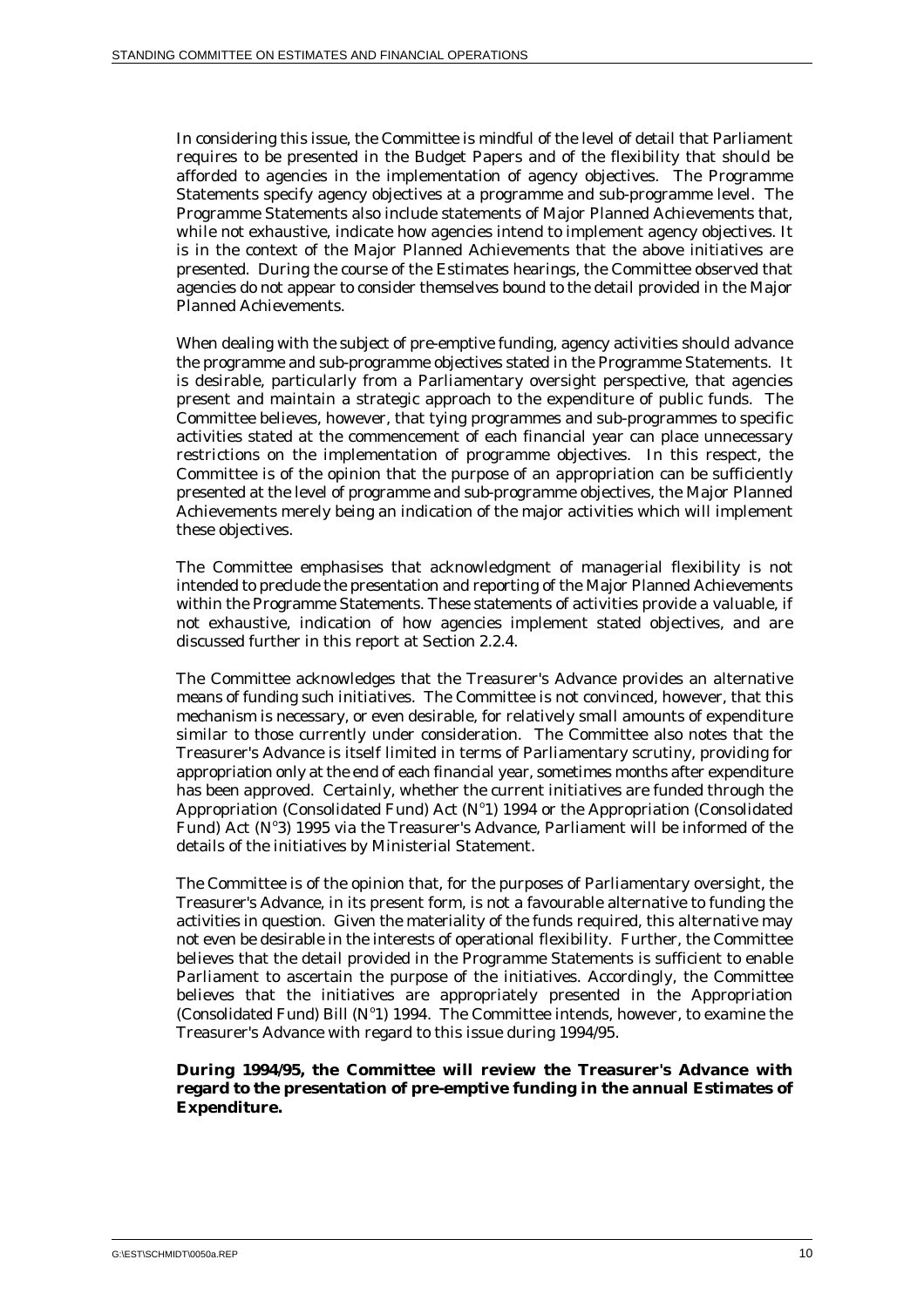In considering this issue, the Committee is mindful of the level of detail that Parliament requires to be presented in the Budget Papers and of the flexibility that should be afforded to agencies in the implementation of agency objectives. The Programme Statements specify agency objectives at a programme and sub-programme level. The Programme Statements also include statements of Major Planned Achievements that, while not exhaustive, indicate how agencies intend to implement agency objectives. It is in the context of the Major Planned Achievements that the above initiatives are presented. During the course of the Estimates hearings, the Committee observed that agencies do not appear to consider themselves bound to the detail provided in the Major Planned Achievements.

When dealing with the subject of pre-emptive funding, agency activities should advance the programme and sub-programme objectives stated in the Programme Statements. It is desirable, particularly from a Parliamentary oversight perspective, that agencies present and maintain a strategic approach to the expenditure of public funds. The Committee believes, however, that tying programmes and sub-programmes to specific activities stated at the commencement of each financial year can place unnecessary restrictions on the implementation of programme objectives. In this respect, the Committee is of the opinion that the purpose of an appropriation can be sufficiently presented at the level of programme and sub-programme objectives, the Major Planned Achievements merely being an indication of the major activities which will implement these objectives.

The Committee emphasises that acknowledgment of managerial flexibility is not intended to preclude the presentation and reporting of the Major Planned Achievements within the Programme Statements. These statements of activities provide a valuable, if not exhaustive, indication of how agencies implement stated objectives, and are discussed further in this report at Section 2.2.4.

The Committee acknowledges that the Treasurer's Advance provides an alternative means of funding such initiatives. The Committee is not convinced, however, that this mechanism is necessary, or even desirable, for relatively small amounts of expenditure similar to those currently under consideration. The Committee also notes that the Treasurer's Advance is itself limited in terms of Parliamentary scrutiny, providing for appropriation only at the end of each financial year, sometimes months after expenditure has been approved. Certainly, whether the current initiatives are funded through the Appropriation (Consolidated Fund) Act (N°1) 1994 or the Appropriation (Consolidated Fund) Act (N°3) 1995 via the Treasurer's Advance, Parliament will be informed of the details of the initiatives by Ministerial Statement.

The Committee is of the opinion that, for the purposes of Parliamentary oversight, the Treasurer's Advance, in its present form, is not a favourable alternative to funding the activities in question. Given the materiality of the funds required, this alternative may not even be desirable in the interests of operational flexibility. Further, the Committee believes that the detail provided in the Programme Statements is sufficient to enable Parliament to ascertain the purpose of the initiatives. Accordingly, the Committee believes that the initiatives are appropriately presented in the Appropriation (Consolidated Fund) Bill (N°1) 1994. The Committee intends, however, to examine the Treasurer's Advance with regard to this issue during 1994/95.

**During 1994/95, the Committee will review the Treasurer's Advance with regard to the presentation of pre-emptive funding in the annual Estimates of Expenditure.**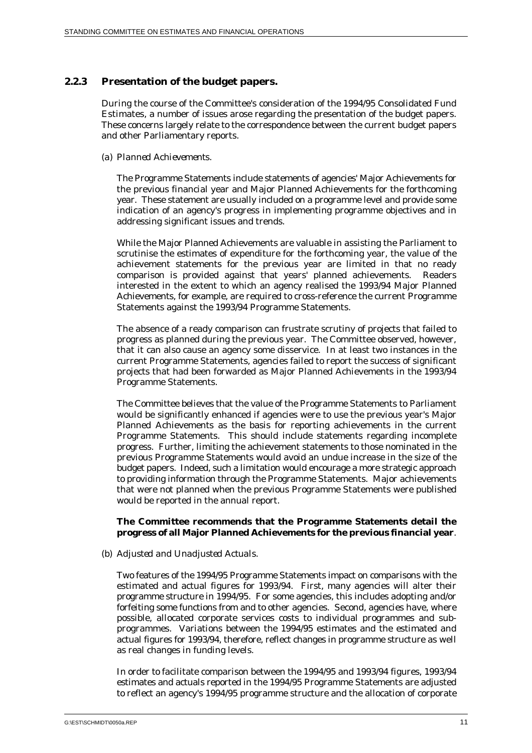### 2.2.3 Presentation of the budget papers.

During the course of the Committee's consideration of the 1994/95 Consolidated Fund Estimates, a number of issues arose regarding the presentation of the budget papers. These concerns largely relate to the correspondence between the current budget papers and other Parliamentary reports.

(a) *Planned Achievements.*

The Programme Statements include statements of agencies' Major Achievements for the previous financial year and Major Planned Achievements for the forthcoming year. These statement are usually included on a programme level and provide some indication of an agency's progress in implementing programme objectives and in addressing significant issues and trends.

While the Major Planned Achievements are valuable in assisting the Parliament to scrutinise the estimates of expenditure for the forthcoming year, the value of the achievement statements for the previous year are limited in that no ready comparison is provided against that years' planned achievements. Readers interested in the extent to which an agency realised the 1993/94 Major Planned Achievements, for example, are required to cross-reference the current Programme Statements against the 1993/94 Programme Statements.

The absence of a ready comparison can frustrate scrutiny of projects that failed to progress as planned during the previous year. The Committee observed, however, that it can also cause an agency some disservice. In at least two instances in the current Programme Statements, agencies failed to report the success of significant projects that had been forwarded as Major Planned Achievements in the 1993/94 Programme Statements.

The Committee believes that the value of the Programme Statements to Parliament would be significantly enhanced if agencies were to use the previous year's Major Planned Achievements as the basis for reporting achievements in the current Programme Statements. This should include statements regarding incomplete progress. Further, limiting the achievement statements to those nominated in the previous Programme Statements would avoid an undue increase in the size of the budget papers. Indeed, such a limitation would encourage a more strategic approach to providing information through the Programme Statements. Major achievements that were not planned when the previous Programme Statements were published would be reported in the annual report.

**The Committee recommends that the Programme Statements detail the progress of all Major Planned Achievements for the previous financial year**.

(b) *Adjusted and Unadjusted Actuals.*

Two features of the 1994/95 Programme Statements impact on comparisons with the estimated and actual figures for 1993/94. First, many agencies will alter their programme structure in 1994/95. For some agencies, this includes adopting and/or forfeiting some functions from and to other agencies. Second, agencies have, where possible, allocated corporate services costs to individual programmes and sub-programmes. Variations between the 1994/95 estimates and the estimated and actual figures for 1993/94, therefore, reflect changes in programme structure as well as real changes in funding levels.

In order to facilitate comparison between the 1994/95 and 1993/94 figures, 1993/94 estimates and actuals reported in the 1994/95 Programme Statements are adjusted to reflect an agency's 1994/95 programme structure and the allocation of corporate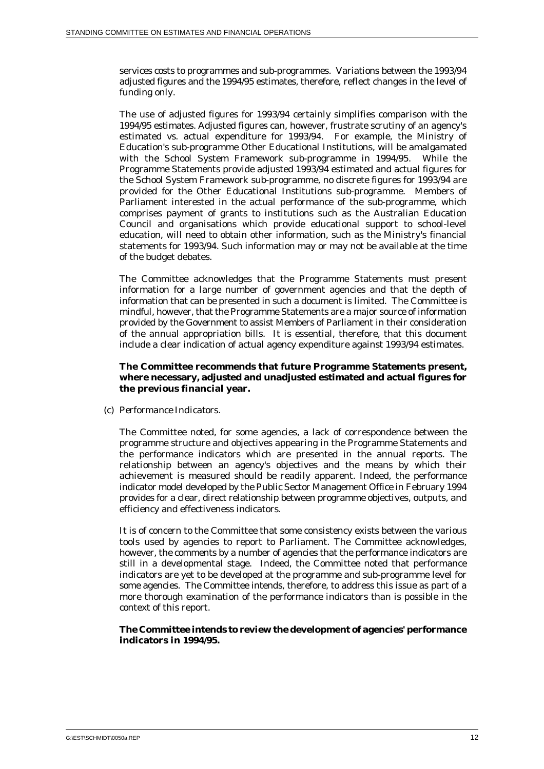services costs to programmes and sub-programmes. Variations between the 1993/94 adjusted figures and the 1994/95 estimates, therefore, reflect changes in the level of funding only.

The use of adjusted figures for 1993/94 certainly simplifies comparison with the 1994/95 estimates. Adjusted figures can, however, frustrate scrutiny of an agency's estimated vs. actual expenditure for 1993/94. For example, the Ministry of Education's sub-programme Other Educational Institutions, will be amalgamated with the School System Framework sub-programme in 1994/95. While the Programme Statements provide adjusted 1993/94 estimated and actual figures for the School System Framework sub-programme, no discrete figures for 1993/94 are provided for the Other Educational Institutions sub-programme. Members of Parliament interested in the actual performance of the sub-programme, which comprises payment of grants to institutions such as the Australian Education Council and organisations which provide educational support to school-level education, will need to obtain other information, such as the Ministry's financial statements for 1993/94. Such information may or may not be available at the time of the budget debates.

The Committee acknowledges that the Programme Statements must present information for a large number of government agencies and that the depth of information that can be presented in such a document is limited. The Committee is mindful, however, that the Programme Statements are a major source of information provided by the Government to assist Members of Parliament in their consideration of the annual appropriation bills. It is essential, therefore, that this document include a clear indication of actual agency expenditure against 1993/94 estimates.

**The Committee recommends that future Programme Statements present, where necessary, adjusted and unadjusted estimated and actual figures for the previous financial year.**

(c) *Performance Indicators.*

The Committee noted, for some agencies, a lack of correspondence between the programme structure and objectives appearing in the Programme Statements and the performance indicators which are presented in the annual reports. The relationship between an agency's objectives and the means by which their achievement is measured should be readily apparent. Indeed, the performance indicator model developed by the Public Sector Management Office in February 1994 provides for a clear, direct relationship between programme objectives, outputs, and efficiency and effectiveness indicators.

It is of concern to the Committee that some consistency exists between the various tools used by agencies to report to Parliament. The Committee acknowledges, however, the comments by a number of agencies that the performance indicators are still in a developmental stage. Indeed, the Committee noted that performance indicators are yet to be developed at the programme and sub-programme level for some agencies. The Committee intends, therefore, to address this issue as part of a more thorough examination of the performance indicators than is possible in the context of this report.

**The Committee intends to review the development of agencies' performance indicators in 1994/95.**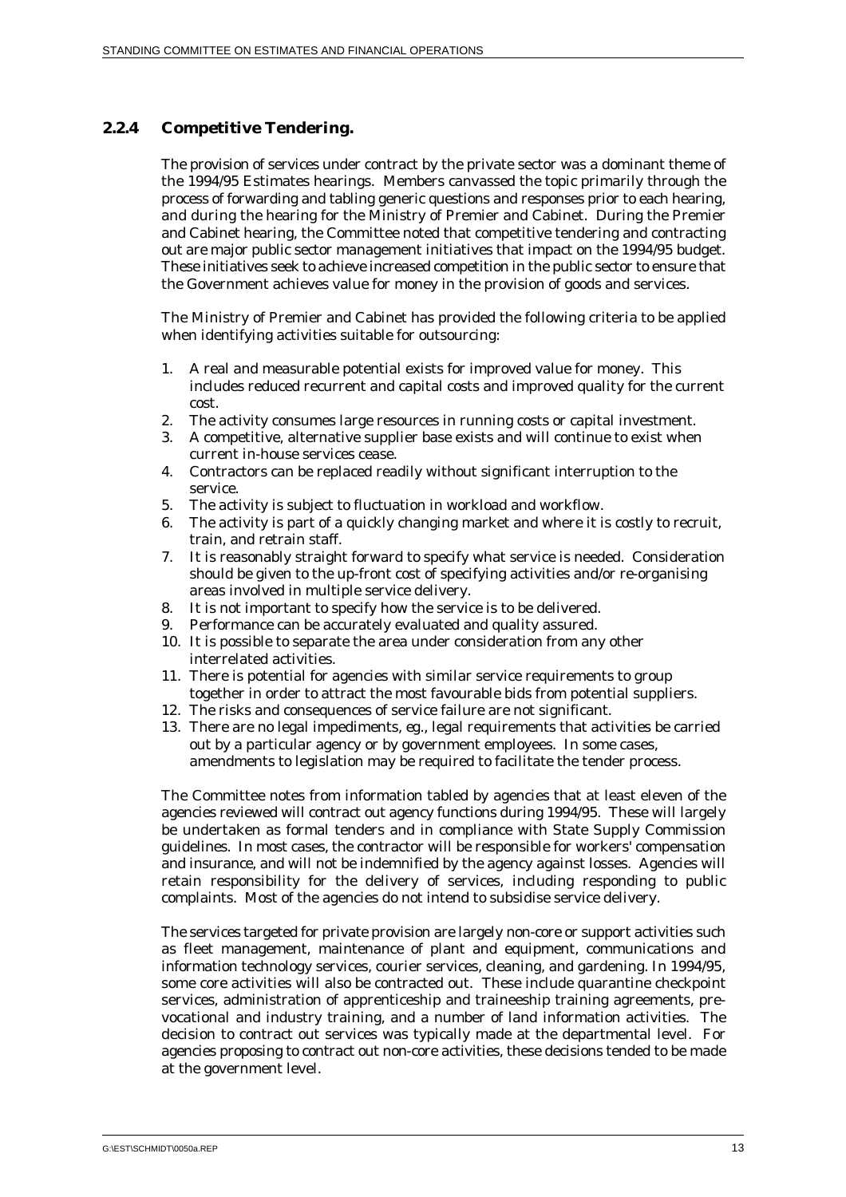### 2.2.4 Competitive Tendering.

The provision of services under contract by the private sector was a dominant theme of the 1994/95 Estimates hearings. Members canvassed the topic primarily through the process of forwarding and tabling generic questions and responses prior to each hearing, and during the hearing for the Ministry of Premier and Cabinet. During the Premier and Cabinet hearing, the Committee noted that competitive tendering and contracting out are major public sector management initiatives that impact on the 1994/95 budget. These initiatives seek to achieve increased competition in the public sector to ensure that the Government achieves value for money in the provision of goods and services.

The Ministry of Premier and Cabinet has provided the following criteria to be applied when identifying activities suitable for outsourcing:

1. A real and measurable potential exists for improved value for money. This includes reduced recurrent and capital costs and improved quality for the current cost.
2. The activity consumes large resources in running costs or capital investment.
3. A competitive, alternative supplier base exists and will continue to exist when current in-house services cease.
4. Contractors can be replaced readily without significant interruption to the service.
5. The activity is subject to fluctuation in workload and workflow.
6. The activity is part of a quickly changing market and where it is costly to recruit, train, and retrain staff.
7. It is reasonably straight forward to specify what service is needed. Consideration should be given to the up-front cost of specifying activities and/or re-organising areas involved in multiple service delivery.
8. It is not important to specify how the service is to be delivered.
9. Performance can be accurately evaluated and quality assured.
10. It is possible to separate the area under consideration from any other interrelated activities.
11. There is potential for agencies with similar service requirements to group together in order to attract the most favourable bids from potential suppliers.
12. The risks and consequences of service failure are not significant.
13. There are no legal impediments, eg., legal requirements that activities be carried out by a particular agency or by government employees. In some cases, amendments to legislation may be required to facilitate the tender process.

The Committee notes from information tabled by agencies that at least eleven of the agencies reviewed will contract out agency functions during 1994/95. These will largely be undertaken as formal tenders and in compliance with State Supply Commission guidelines. In most cases, the contractor will be responsible for workers' compensation and insurance, and will not be indemnified by the agency against losses. Agencies will retain responsibility for the delivery of services, including responding to public complaints. Most of the agencies do not intend to subsidise service delivery.

The services targeted for private provision are largely non-core or support activities such as fleet management, maintenance of plant and equipment, communications and information technology services, courier services, cleaning, and gardening. In 1994/95, some core activities will also be contracted out. These include quarantine checkpoint services, administration of apprenticeship and traineeship training agreements, pre-vocational and industry training, and a number of land information activities. The decision to contract out services was typically made at the departmental level. For agencies proposing to contract out non-core activities, these decisions tended to be made at the government level.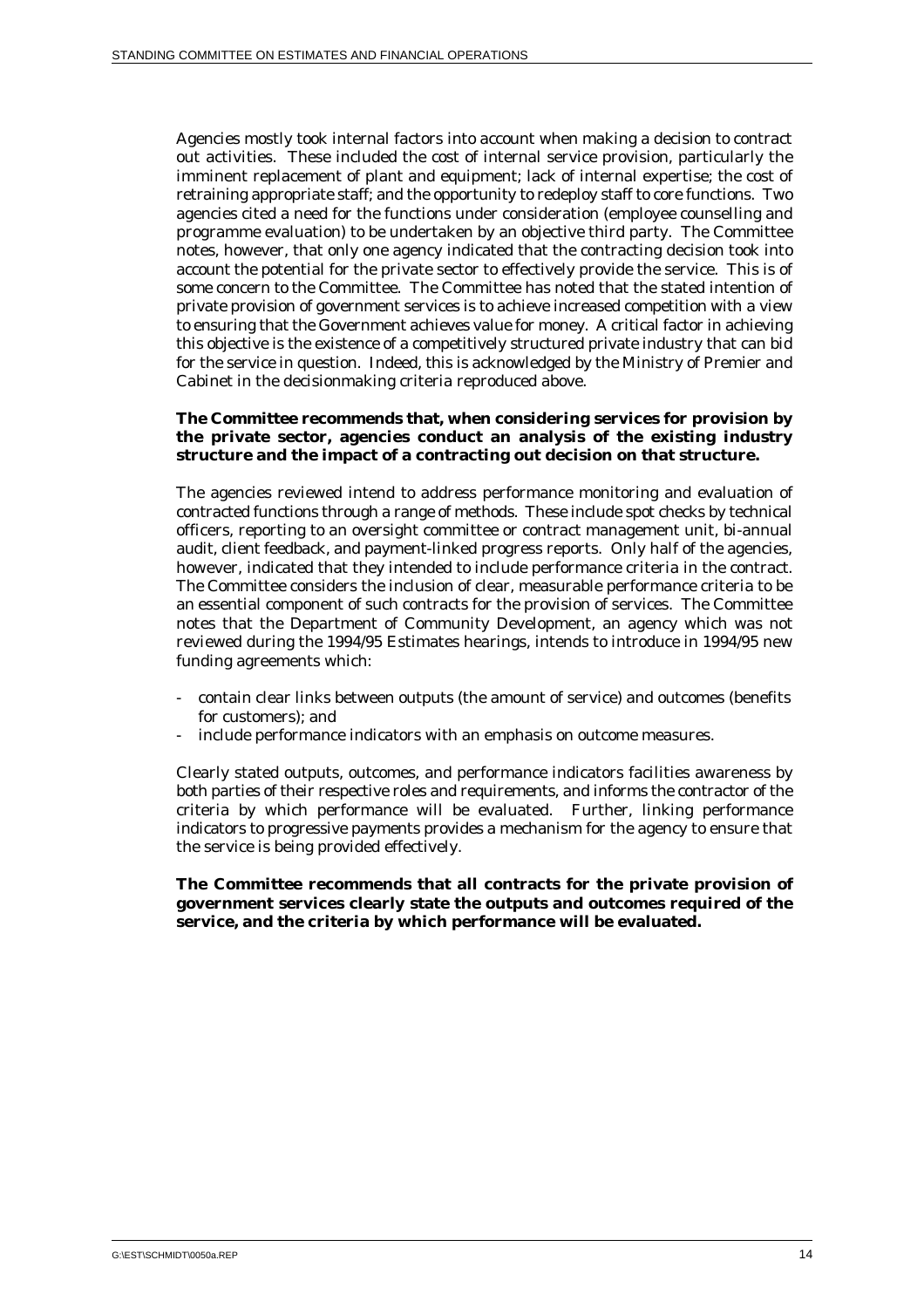Agencies mostly took internal factors into account when making a decision to contract out activities. These included the cost of internal service provision, particularly the imminent replacement of plant and equipment; lack of internal expertise; the cost of retraining appropriate staff; and the opportunity to redeploy staff to core functions. Two agencies cited a need for the functions under consideration (employee counselling and programme evaluation) to be undertaken by an objective third party. The Committee notes, however, that only one agency indicated that the contracting decision took into account the potential for the private sector to effectively provide the service. This is of some concern to the Committee. The Committee has noted that the stated intention of private provision of government services is to achieve increased competition with a view to ensuring that the Government achieves value for money. A critical factor in achieving this objective is the existence of a competitively structured private industry that can bid for the service in question. Indeed, this is acknowledged by the Ministry of Premier and Cabinet in the decisionmaking criteria reproduced above.

**The Committee recommends that, when considering services for provision by the private sector, agencies conduct an analysis of the existing industry structure and the impact of a contracting out decision on that structure.**

The agencies reviewed intend to address performance monitoring and evaluation of contracted functions through a range of methods. These include spot checks by technical officers, reporting to an oversight committee or contract management unit, bi-annual audit, client feedback, and payment-linked progress reports. Only half of the agencies, however, indicated that they intended to include performance criteria in the contract. The Committee considers the inclusion of clear, measurable performance criteria to be an essential component of such contracts for the provision of services. The Committee notes that the Department of Community Development, an agency which was not reviewed during the 1994/95 Estimates hearings, intends to introduce in 1994/95 new funding agreements which:

- contain clear links between outputs (the amount of service) and outcomes (benefits for customers); and
- include performance indicators with an emphasis on outcome measures.

Clearly stated outputs, outcomes, and performance indicators facilities awareness by both parties of their respective roles and requirements, and informs the contractor of the criteria by which performance will be evaluated. Further, linking performance indicators to progressive payments provides a mechanism for the agency to ensure that the service is being provided effectively.

**The Committee recommends that all contracts for the private provision of government services clearly state the outputs and outcomes required of the service, and the criteria by which performance will be evaluated.**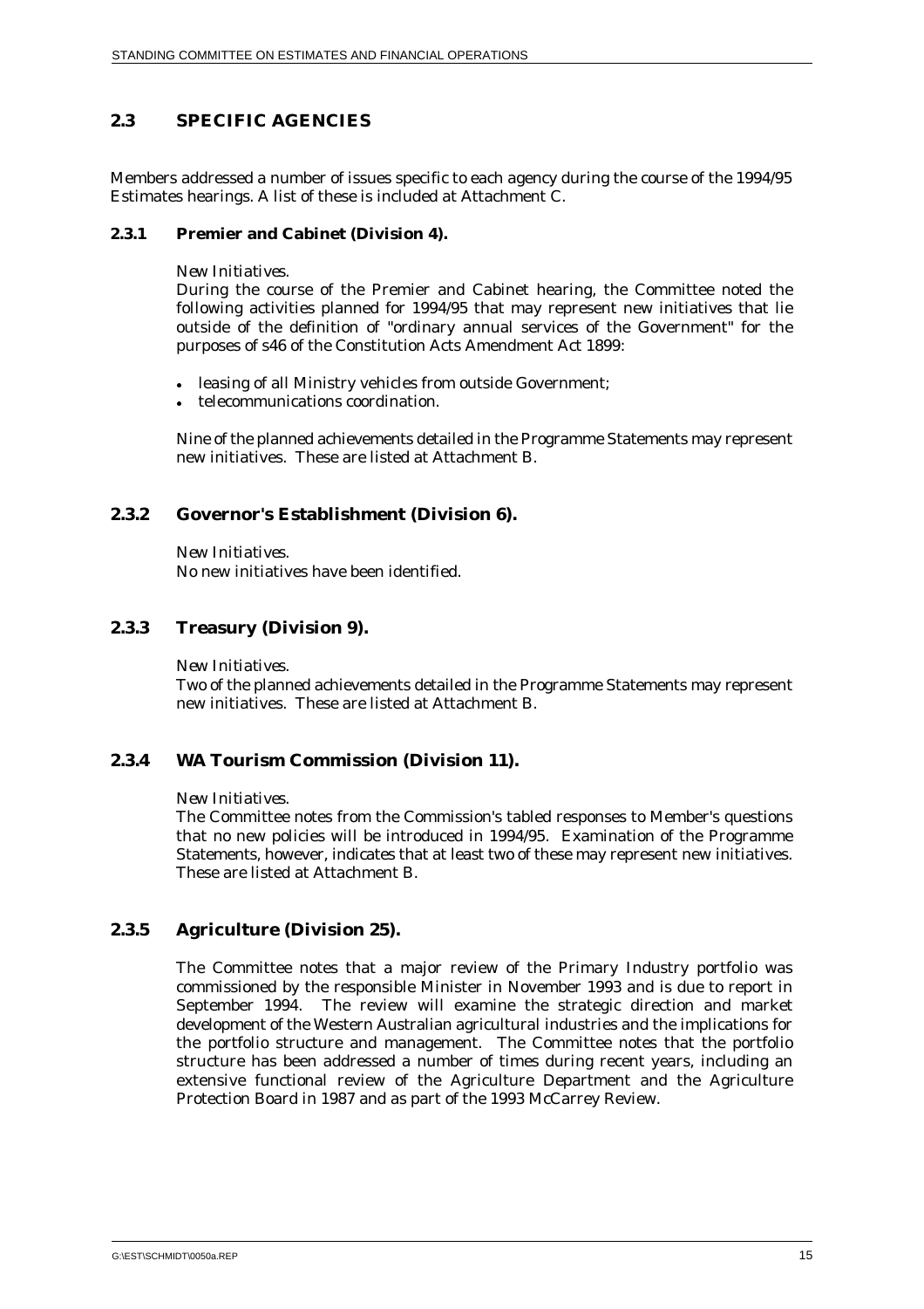## 2.3 SPECIFIC AGENCIES

Members addressed a number of issues specific to each agency during the course of the 1994/95 Estimates hearings. A list of these is included at Attachment C.

### 2.3.1 Premier and Cabinet (Division 4).

*New Initiatives.*

During the course of the Premier and Cabinet hearing, the Committee noted the following activities planned for 1994/95 that may represent new initiatives that lie outside of the definition of "ordinary annual services of the Government" for the purposes of s46 of the Constitution Acts Amendment Act 1899:

- leasing of all Ministry vehicles from outside Government;
- telecommunications coordination.

Nine of the planned achievements detailed in the Programme Statements may represent new initiatives. These are listed at Attachment B.

### 2.3.2 Governor's Establishment (Division 6).

*New Initiatives.*

No new initiatives have been identified.

### 2.3.3 Treasury (Division 9).

*New Initiatives.*

Two of the planned achievements detailed in the Programme Statements may represent new initiatives. These are listed at Attachment B.

### 2.3.4 WA Tourism Commission (Division 11).

*New Initiatives.*

The Committee notes from the Commission's tabled responses to Member's questions that no new policies will be introduced in 1994/95. Examination of the Programme Statements, however, indicates that at least two of these may represent new initiatives. These are listed at Attachment B.

### 2.3.5 Agriculture (Division 25).

The Committee notes that a major review of the Primary Industry portfolio was commissioned by the responsible Minister in November 1993 and is due to report in September 1994. The review will examine the strategic direction and market development of the Western Australian agricultural industries and the implications for the portfolio structure and management. The Committee notes that the portfolio structure has been addressed a number of times during recent years, including an extensive functional review of the Agriculture Department and the Agriculture Protection Board in 1987 and as part of the 1993 McCarrey Review.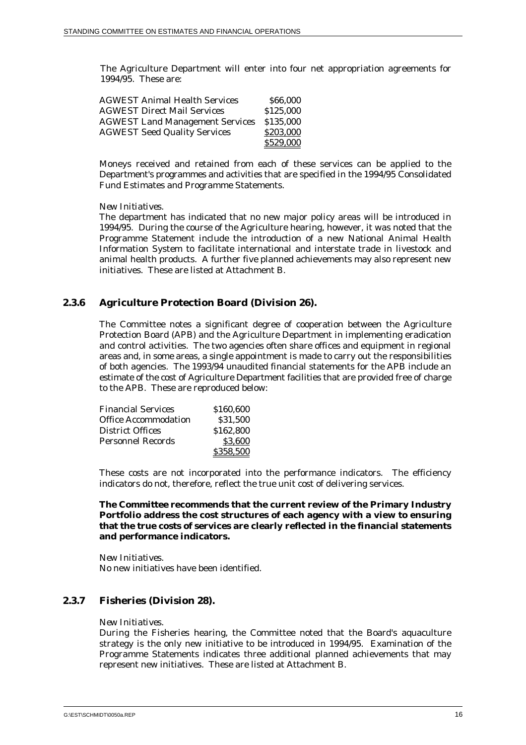The Agriculture Department will enter into four net appropriation agreements for 1994/95. These are:

| | |
|---|---|
| AGWEST Animal Health Services | \$66,000 |
| AGWEST Direct Mail Services | \$125,000 |
| AGWEST Land Management Services | \$135,000 |
| AGWEST Seed Quality Services | \$203,000 |
| | \$529,000 |

Moneys received and retained from each of these services can be applied to the Department's programmes and activities that are specified in the 1994/95 Consolidated Fund Estimates and Programme Statements.

*New Initiatives.*
The department has indicated that no new major policy areas will be introduced in 1994/95. During the course of the Agriculture hearing, however, it was noted that the Programme Statement include the introduction of a new National Animal Health Information System to facilitate international and interstate trade in livestock and animal health products. A further five planned achievements may also represent new initiatives. These are listed at Attachment B.

### 2.3.6 Agriculture Protection Board (Division 26).

The Committee notes a significant degree of cooperation between the Agriculture Protection Board (APB) and the Agriculture Department in implementing eradication and control activities. The two agencies often share offices and equipment in regional areas and, in some areas, a single appointment is made to carry out the responsibilities of both agencies. The 1993/94 unaudited financial statements for the APB include an estimate of the cost of Agriculture Department facilities that are provided free of charge to the APB. These are reproduced below:

| | |
|---|---|
| Financial Services | \$160,600 |
| Office Accommodation | \$31,500 |
| District Offices | \$162,800 |
| Personnel Records | \$3,600 |
| | \$358,500 |

These costs are not incorporated into the performance indicators. The efficiency indicators do not, therefore, reflect the true unit cost of delivering services.

**The Committee recommends that the current review of the Primary Industry Portfolio address the cost structures of each agency with a view to ensuring that the true costs of services are clearly reflected in the financial statements and performance indicators.**

*New Initiatives.*
No new initiatives have been identified.

### 2.3.7 Fisheries (Division 28).

*New Initiatives.*
During the Fisheries hearing, the Committee noted that the Board's aquaculture strategy is the only new initiative to be introduced in 1994/95. Examination of the Programme Statements indicates three additional planned achievements that may represent new initiatives. These are listed at Attachment B.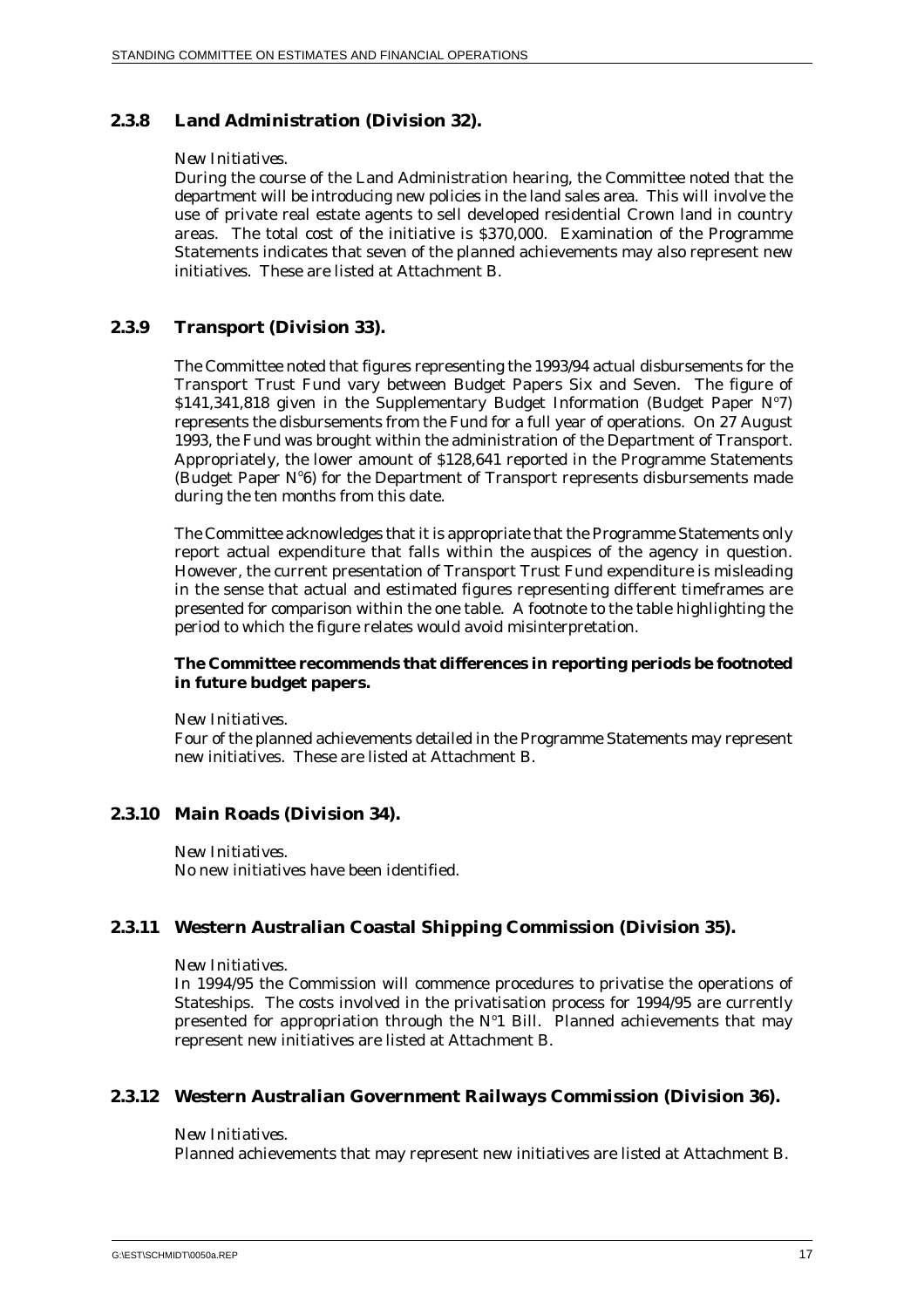### 2.3.8 Land Administration (Division 32).

*New Initiatives.*

During the course of the Land Administration hearing, the Committee noted that the department will be introducing new policies in the land sales area. This will involve the use of private real estate agents to sell developed residential Crown land in country areas. The total cost of the initiative is $370,000. Examination of the Programme Statements indicates that seven of the planned achievements may also represent new initiatives. These are listed at Attachment B.

### 2.3.9 Transport (Division 33).

The Committee noted that figures representing the 1993/94 actual disbursements for the Transport Trust Fund vary between Budget Papers Six and Seven. The figure of $141,341,818 given in the Supplementary Budget Information (Budget Paper N°7) represents the disbursements from the Fund for a full year of operations. On 27 August 1993, the Fund was brought within the administration of the Department of Transport. Appropriately, the lower amount of $128,641 reported in the Programme Statements (Budget Paper N°6) for the Department of Transport represents disbursements made during the ten months from this date.

The Committee acknowledges that it is appropriate that the Programme Statements only report actual expenditure that falls within the auspices of the agency in question. However, the current presentation of Transport Trust Fund expenditure is misleading in the sense that actual and estimated figures representing different timeframes are presented for comparison within the one table. A footnote to the table highlighting the period to which the figure relates would avoid misinterpretation.

**The Committee recommends that differences in reporting periods be footnoted in future budget papers.**

*New Initiatives.*

Four of the planned achievements detailed in the Programme Statements may represent new initiatives. These are listed at Attachment B.

### 2.3.10 Main Roads (Division 34).

*New Initiatives.*

No new initiatives have been identified.

### 2.3.11 Western Australian Coastal Shipping Commission (Division 35).

*New Initiatives.*

In 1994/95 the Commission will commence procedures to privatise the operations of Stateships. The costs involved in the privatisation process for 1994/95 are currently presented for appropriation through the N°1 Bill. Planned achievements that may represent new initiatives are listed at Attachment B.

### 2.3.12 Western Australian Government Railways Commission (Division 36).

*New Initiatives.*

Planned achievements that may represent new initiatives are listed at Attachment B.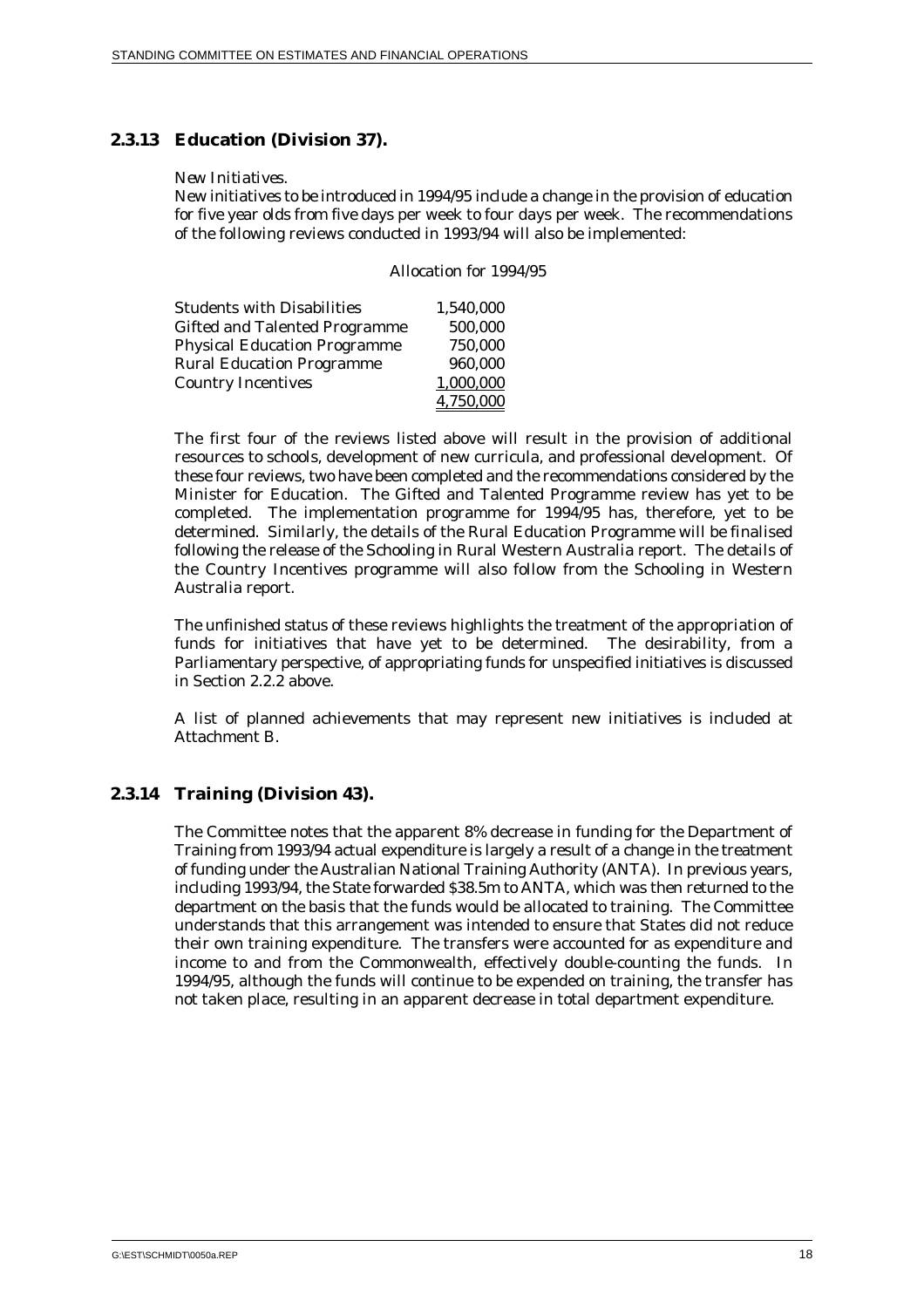### 2.3.13 Education (Division 37).

*New Initiatives.*

New initiatives to be introduced in 1994/95 include a change in the provision of education for five year olds from five days per week to four days per week. The recommendations of the following reviews conducted in 1993/94 will also be implemented:

| | Allocation for 1994/95 |
|---|---|
| Students with Disabilities | 1,540,000 |
| Gifted and Talented Programme | 500,000 |
| Physical Education Programme | 750,000 |
| Rural Education Programme | 960,000 |
| Country Incentives | 1,000,000 |
| | 4,750,000 |

The first four of the reviews listed above will result in the provision of additional resources to schools, development of new curricula, and professional development. Of these four reviews, two have been completed and the recommendations considered by the Minister for Education. The Gifted and Talented Programme review has yet to be completed. The implementation programme for 1994/95 has, therefore, yet to be determined. Similarly, the details of the Rural Education Programme will be finalised following the release of the Schooling in Rural Western Australia report. The details of the Country Incentives programme will also follow from the Schooling in Western Australia report.

The unfinished status of these reviews highlights the treatment of the appropriation of funds for initiatives that have yet to be determined. The desirability, from a Parliamentary perspective, of appropriating funds for unspecified initiatives is discussed in Section 2.2.2 above.

A list of planned achievements that may represent new initiatives is included at Attachment B.

### 2.3.14 Training (Division 43).

The Committee notes that the apparent 8% decrease in funding for the Department of Training from 1993/94 actual expenditure is largely a result of a change in the treatment of funding under the Australian National Training Authority (ANTA). In previous years, including 1993/94, the State forwarded $38.5m to ANTA, which was then returned to the department on the basis that the funds would be allocated to training. The Committee understands that this arrangement was intended to ensure that States did not reduce their own training expenditure. The transfers were accounted for as expenditure and income to and from the Commonwealth, effectively double-counting the funds. In 1994/95, although the funds will continue to be expended on training, the transfer has not taken place, resulting in an apparent decrease in total department expenditure.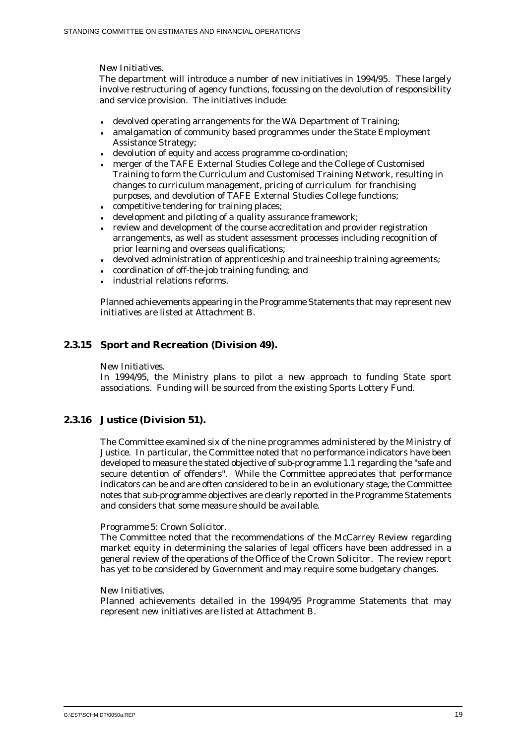*New Initiatives.*

The department will introduce a number of new initiatives in 1994/95. These largely involve restructuring of agency functions, focussing on the devolution of responsibility and service provision. The initiatives include:

- devolved operating arrangements for the WA Department of Training;
- amalgamation of community based programmes under the State Employment Assistance Strategy;
- devolution of equity and access programme co-ordination;
- merger of the TAFE External Studies College and the College of Customised Training to form the Curriculum and Customised Training Network, resulting in changes to curriculum management, pricing of curriculum for franchising purposes, and devolution of TAFE External Studies College functions;
- competitive tendering for training places;
- development and piloting of a quality assurance framework;
- review and development of the course accreditation and provider registration arrangements, as well as student assessment processes including recognition of prior learning and overseas qualifications;
- devolved administration of apprenticeship and traineeship training agreements;
- coordination of off-the-job training funding; and
- industrial relations reforms.

Planned achievements appearing in the Programme Statements that may represent new initiatives are listed at Attachment B.

### 2.3.15 Sport and Recreation (Division 49).

*New Initiatives.*

In 1994/95, the Ministry plans to pilot a new approach to funding State sport associations. Funding will be sourced from the existing Sports Lottery Fund.

### 2.3.16 Justice (Division 51).

The Committee examined six of the nine programmes administered by the Ministry of Justice. In particular, the Committee noted that no performance indicators have been developed to measure the stated objective of sub-programme 1.1 regarding the "safe and secure detention of offenders". While the Committee appreciates that performance indicators can be and are often considered to be in an evolutionary stage, the Committee notes that sub-programme objectives are clearly reported in the Programme Statements and considers that some measure should be available.

*Programme 5: Crown Solicitor.*

The Committee noted that the recommendations of the McCarrey Review regarding market equity in determining the salaries of legal officers have been addressed in a general review of the operations of the Office of the Crown Solicitor. The review report has yet to be considered by Government and may require some budgetary changes.

*New Initiatives.*

Planned achievements detailed in the 1994/95 Programme Statements that may represent new initiatives are listed at Attachment B.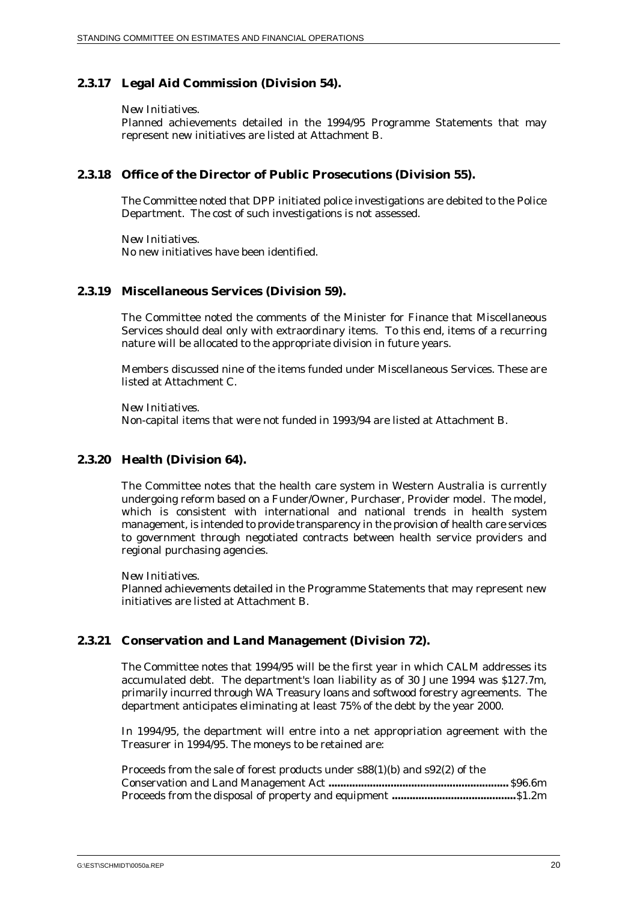### 2.3.17 Legal Aid Commission (Division 54).

*New Initiatives.*
Planned achievements detailed in the 1994/95 Programme Statements that may represent new initiatives are listed at Attachment B.

### 2.3.18 Office of the Director of Public Prosecutions (Division 55).

The Committee noted that DPP initiated police investigations are debited to the Police Department. The cost of such investigations is not assessed.

*New Initiatives.*
No new initiatives have been identified.

### 2.3.19 Miscellaneous Services (Division 59).

The Committee noted the comments of the Minister for Finance that Miscellaneous Services should deal only with extraordinary items. To this end, items of a recurring nature will be allocated to the appropriate division in future years.

Members discussed nine of the items funded under Miscellaneous Services. These are listed at Attachment C.

*New Initiatives.*
Non-capital items that were not funded in 1993/94 are listed at Attachment B.

### 2.3.20 Health (Division 64).

The Committee notes that the health care system in Western Australia is currently undergoing reform based on a Funder/Owner, Purchaser, Provider model. The model, which is consistent with international and national trends in health system management, is intended to provide transparency in the provision of health care services to government through negotiated contracts between health service providers and regional purchasing agencies.

*New Initiatives.*
Planned achievements detailed in the Programme Statements that may represent new initiatives are listed at Attachment B.

### 2.3.21 Conservation and Land Management (Division 72).

The Committee notes that 1994/95 will be the first year in which CALM addresses its accumulated debt. The department's loan liability as of 30 June 1994 was $127.7m, primarily incurred through WA Treasury loans and softwood forestry agreements. The department anticipates eliminating at least 75% of the debt by the year 2000.

In 1994/95, the department will entre into a net appropriation agreement with the Treasurer in 1994/95. The moneys to be retained are:

Proceeds from the sale of forest products under s88(1)(b) and s92(2) of the Conservation and Land Management Act ........................................................ $96.6m
Proceeds from the disposal of property and equipment ........................................$1.2m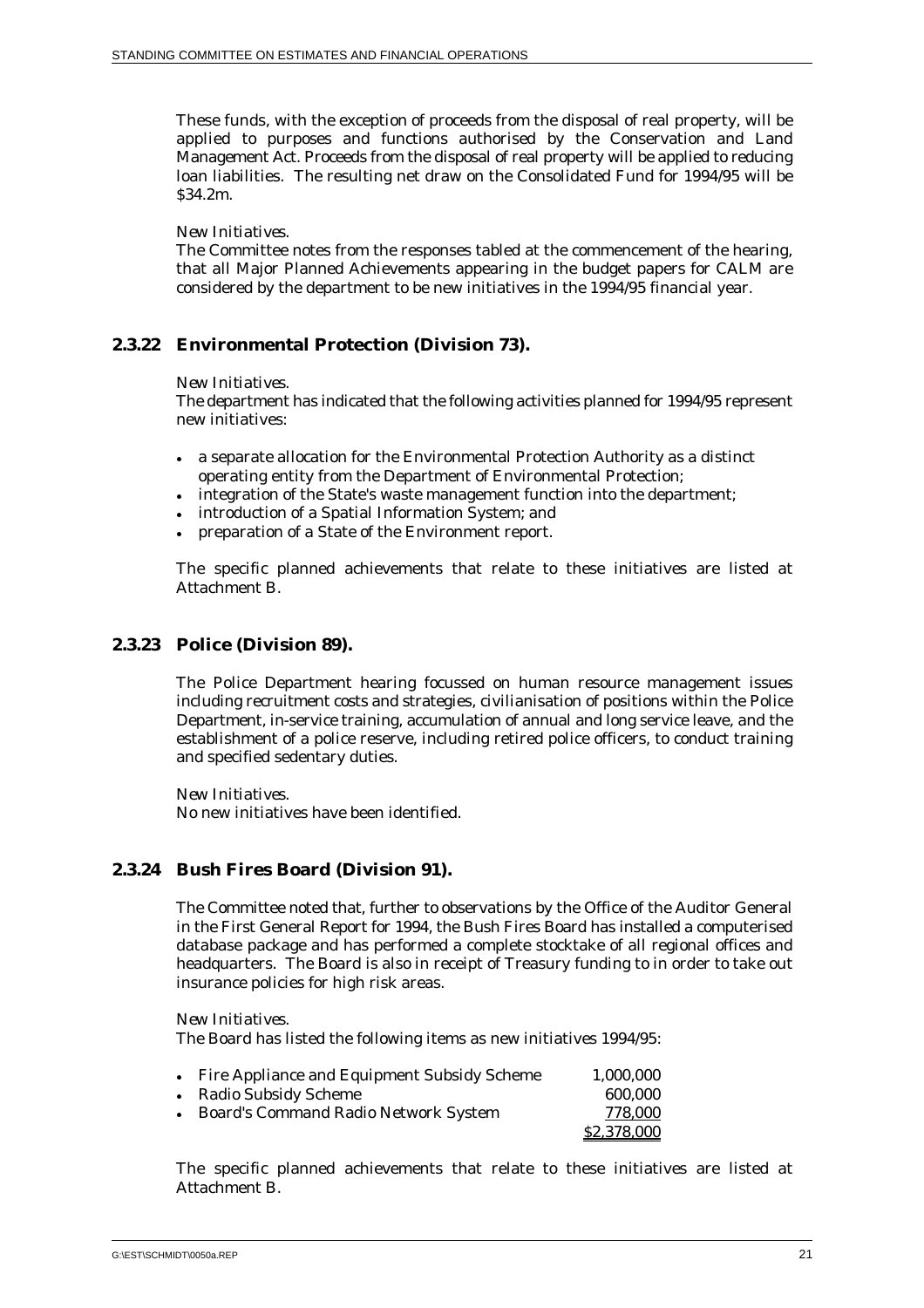These funds, with the exception of proceeds from the disposal of real property, will be applied to purposes and functions authorised by the Conservation and Land Management Act. Proceeds from the disposal of real property will be applied to reducing loan liabilities. The resulting net draw on the Consolidated Fund for 1994/95 will be $34.2m.

*New Initiatives.*
The Committee notes from the responses tabled at the commencement of the hearing, that all Major Planned Achievements appearing in the budget papers for CALM are considered by the department to be new initiatives in the 1994/95 financial year.

### 2.3.22 Environmental Protection (Division 73).

*New Initiatives.*
The department has indicated that the following activities planned for 1994/95 represent new initiatives:

- a separate allocation for the Environmental Protection Authority as a distinct operating entity from the Department of Environmental Protection;
- integration of the State's waste management function into the department;
- introduction of a Spatial Information System; and
- preparation of a State of the Environment report.

The specific planned achievements that relate to these initiatives are listed at Attachment B.

### 2.3.23 Police (Division 89).

The Police Department hearing focussed on human resource management issues including recruitment costs and strategies, civilianisation of positions within the Police Department, in-service training, accumulation of annual and long service leave, and the establishment of a police reserve, including retired police officers, to conduct training and specified sedentary duties.

*New Initiatives.*
No new initiatives have been identified.

### 2.3.24 Bush Fires Board (Division 91).

The Committee noted that, further to observations by the Office of the Auditor General in the First General Report for 1994, the Bush Fires Board has installed a computerised database package and has performed a complete stocktake of all regional offices and headquarters. The Board is also in receipt of Treasury funding to in order to take out insurance policies for high risk areas.

*New Initiatives.*
The Board has listed the following items as new initiatives 1994/95:

| | |
|---|---:|
| • Fire Appliance and Equipment Subsidy Scheme | 1,000,000 |
| • Radio Subsidy Scheme | 600,000 |
| • Board's Command Radio Network System | 778,000 |
| | $2,378,000 |

The specific planned achievements that relate to these initiatives are listed at Attachment B.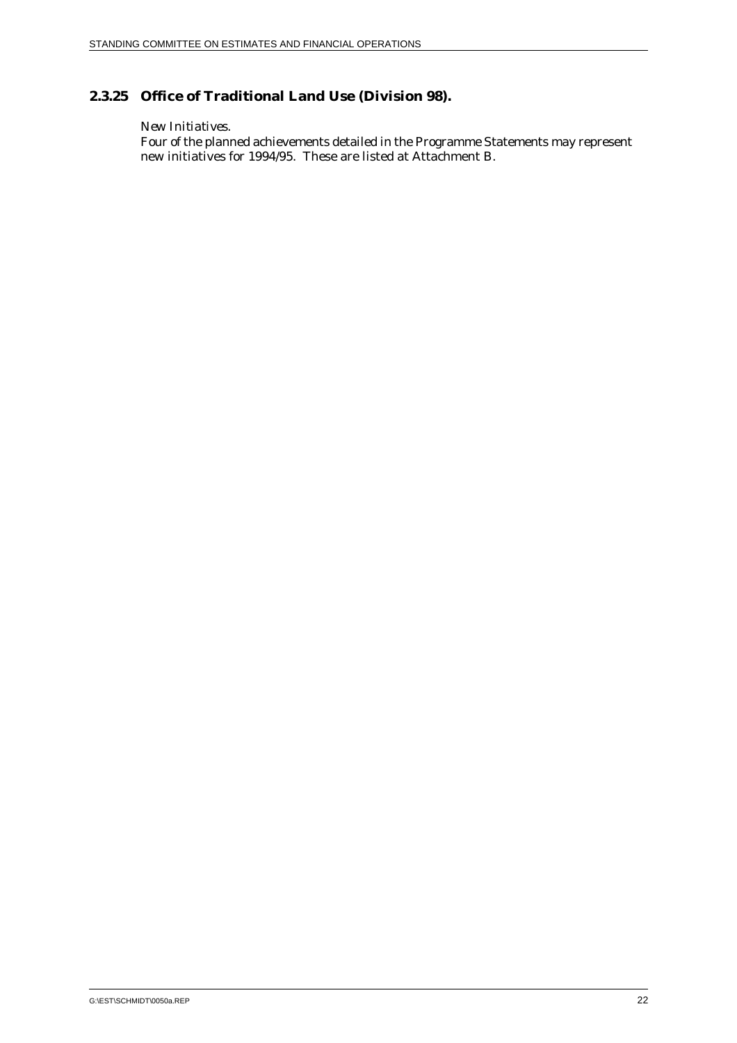### 2.3.25 Office of Traditional Land Use (Division 98).

*New Initiatives.*

Four of the planned achievements detailed in the Programme Statements may represent new initiatives for 1994/95. These are listed at Attachment B.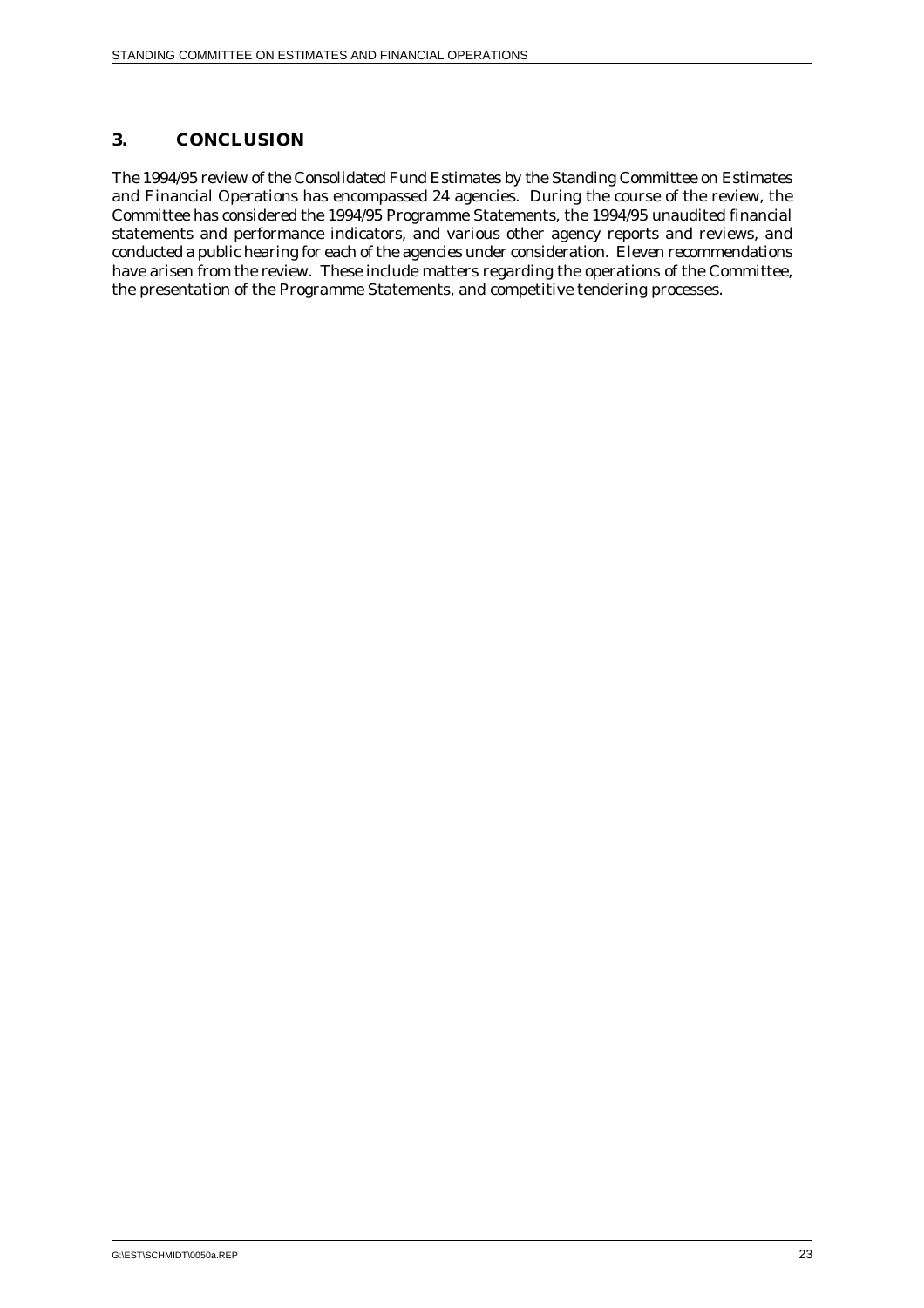## 3. CONCLUSION

The 1994/95 review of the Consolidated Fund Estimates by the Standing Committee on Estimates and Financial Operations has encompassed 24 agencies. During the course of the review, the Committee has considered the 1994/95 Programme Statements, the 1994/95 unaudited financial statements and performance indicators, and various other agency reports and reviews, and conducted a public hearing for each of the agencies under consideration. Eleven recommendations have arisen from the review. These include matters regarding the operations of the Committee, the presentation of the Programme Statements, and competitive tendering processes.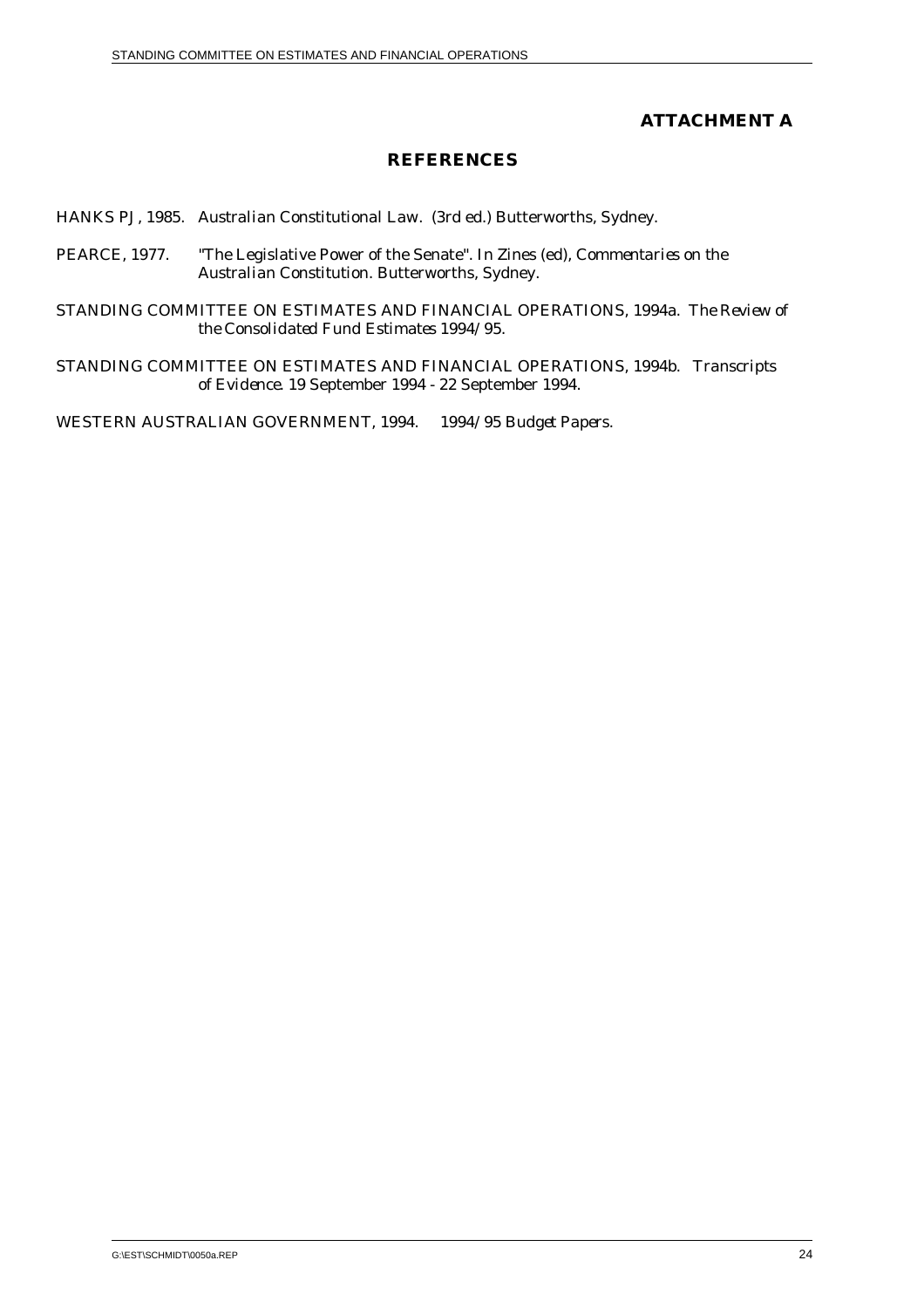**ATTACHMENT A**

## REFERENCES

HANKS PJ, 1985. Australian Constitutional Law. (3rd ed.) Butterworths, Sydney.

PEARCE, 1977. "The Legislative Power of the Senate". In Zines (ed), *Commentaries on the Australian Constitution*. Butterworths, Sydney.

STANDING COMMITTEE ON ESTIMATES AND FINANCIAL OPERATIONS, 1994a. *The Review of the Consolidated Fund Estimates 1994/95.*

STANDING COMMITTEE ON ESTIMATES AND FINANCIAL OPERATIONS, 1994b. *Transcripts of Evidence.* 19 September 1994 - 22 September 1994.

WESTERN AUSTRALIAN GOVERNMENT, 1994. *1994/95 Budget Papers.*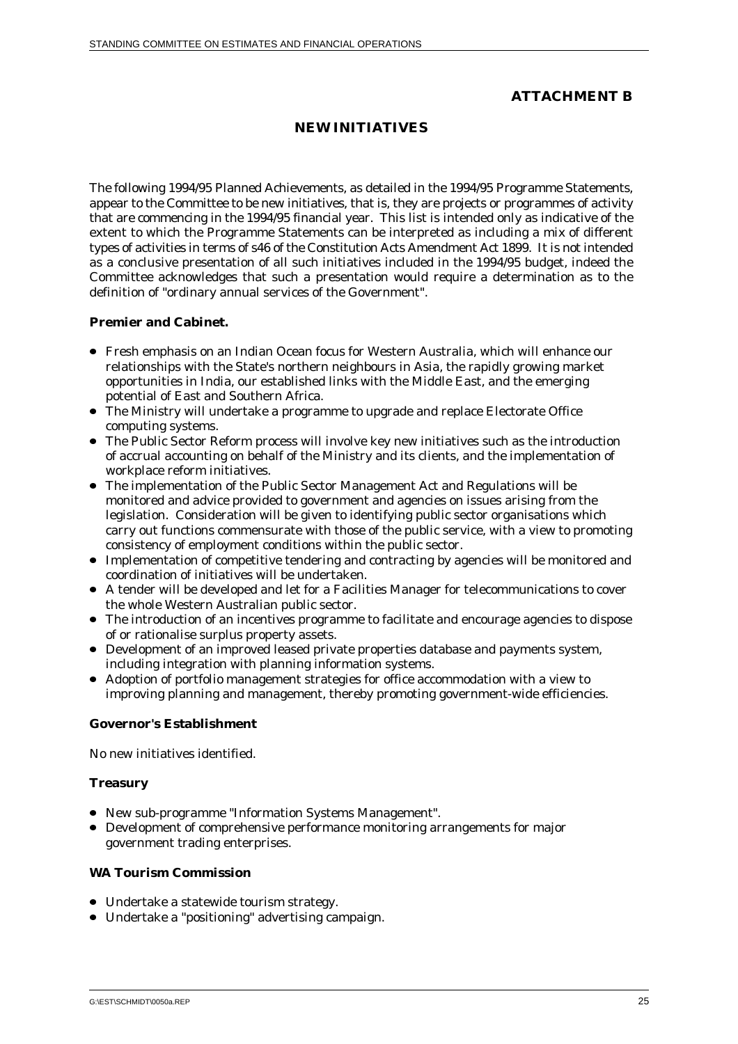**ATTACHMENT B**

## NEW INITIATIVES

The following 1994/95 Planned Achievements, as detailed in the 1994/95 Programme Statements, appear to the Committee to be new initiatives, that is, they are projects or programmes of activity that are commencing in the 1994/95 financial year. This list is intended only as indicative of the extent to which the Programme Statements can be interpreted as including a mix of different types of activities in terms of s46 of the Constitution Acts Amendment Act 1899. It is not intended as a conclusive presentation of all such initiatives included in the 1994/95 budget, indeed the Committee acknowledges that such a presentation would require a determination as to the definition of "ordinary annual services of the Government".

### Premier and Cabinet.

- Fresh emphasis on an Indian Ocean focus for Western Australia, which will enhance our relationships with the State's northern neighbours in Asia, the rapidly growing market opportunities in India, our established links with the Middle East, and the emerging potential of East and Southern Africa.
- The Ministry will undertake a programme to upgrade and replace Electorate Office computing systems.
- The Public Sector Reform process will involve key new initiatives such as the introduction of accrual accounting on behalf of the Ministry and its clients, and the implementation of workplace reform initiatives.
- The implementation of the Public Sector Management Act and Regulations will be monitored and advice provided to government and agencies on issues arising from the legislation. Consideration will be given to identifying public sector organisations which carry out functions commensurate with those of the public service, with a view to promoting consistency of employment conditions within the public sector.
- Implementation of competitive tendering and contracting by agencies will be monitored and coordination of initiatives will be undertaken.
- A tender will be developed and let for a Facilities Manager for telecommunications to cover the whole Western Australian public sector.
- The introduction of an incentives programme to facilitate and encourage agencies to dispose of or rationalise surplus property assets.
- Development of an improved leased private properties database and payments system, including integration with planning information systems.
- Adoption of portfolio management strategies for office accommodation with a view to improving planning and management, thereby promoting government-wide efficiencies.

### Governor's Establishment

No new initiatives identified.

### Treasury

- New sub-programme "Information Systems Management".
- Development of comprehensive performance monitoring arrangements for major government trading enterprises.

### WA Tourism Commission

- Undertake a statewide tourism strategy.
- Undertake a "positioning" advertising campaign.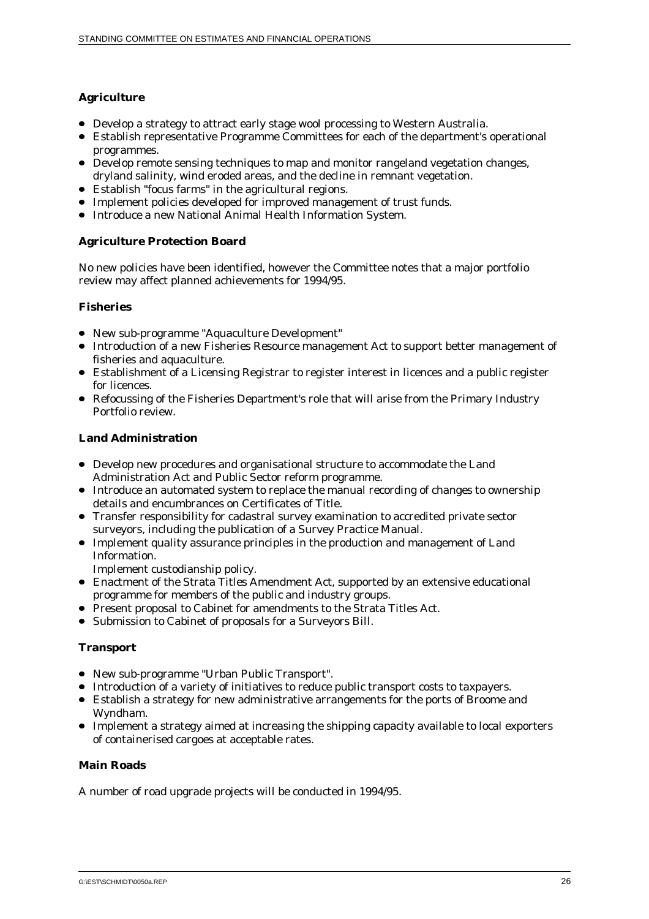**Agriculture**

- Develop a strategy to attract early stage wool processing to Western Australia.
- Establish representative Programme Committees for each of the department's operational programmes.
- Develop remote sensing techniques to map and monitor rangeland vegetation changes, dryland salinity, wind eroded areas, and the decline in remnant vegetation.
- Establish "focus farms" in the agricultural regions.
- Implement policies developed for improved management of trust funds.
- Introduce a new National Animal Health Information System.

**Agriculture Protection Board**

No new policies have been identified, however the Committee notes that a major portfolio review may affect planned achievements for 1994/95.

**Fisheries**

- New sub-programme "Aquaculture Development"
- Introduction of a new Fisheries Resource management Act to support better management of fisheries and aquaculture.
- Establishment of a Licensing Registrar to register interest in licences and a public register for licences.
- Refocussing of the Fisheries Department's role that will arise from the Primary Industry Portfolio review.

**Land Administration**

- Develop new procedures and organisational structure to accommodate the Land Administration Act and Public Sector reform programme.
- Introduce an automated system to replace the manual recording of changes to ownership details and encumbrances on Certificates of Title.
- Transfer responsibility for cadastral survey examination to accredited private sector surveyors, including the publication of a Survey Practice Manual.
- Implement quality assurance principles in the production and management of Land Information.
  Implement custodianship policy.
- Enactment of the Strata Titles Amendment Act, supported by an extensive educational programme for members of the public and industry groups.
- Present proposal to Cabinet for amendments to the Strata Titles Act.
- Submission to Cabinet of proposals for a Surveyors Bill.

**Transport**

- New sub-programme "Urban Public Transport".
- Introduction of a variety of initiatives to reduce public transport costs to taxpayers.
- Establish a strategy for new administrative arrangements for the ports of Broome and Wyndham.
- Implement a strategy aimed at increasing the shipping capacity available to local exporters of containerised cargoes at acceptable rates.

**Main Roads**

A number of road upgrade projects will be conducted in 1994/95.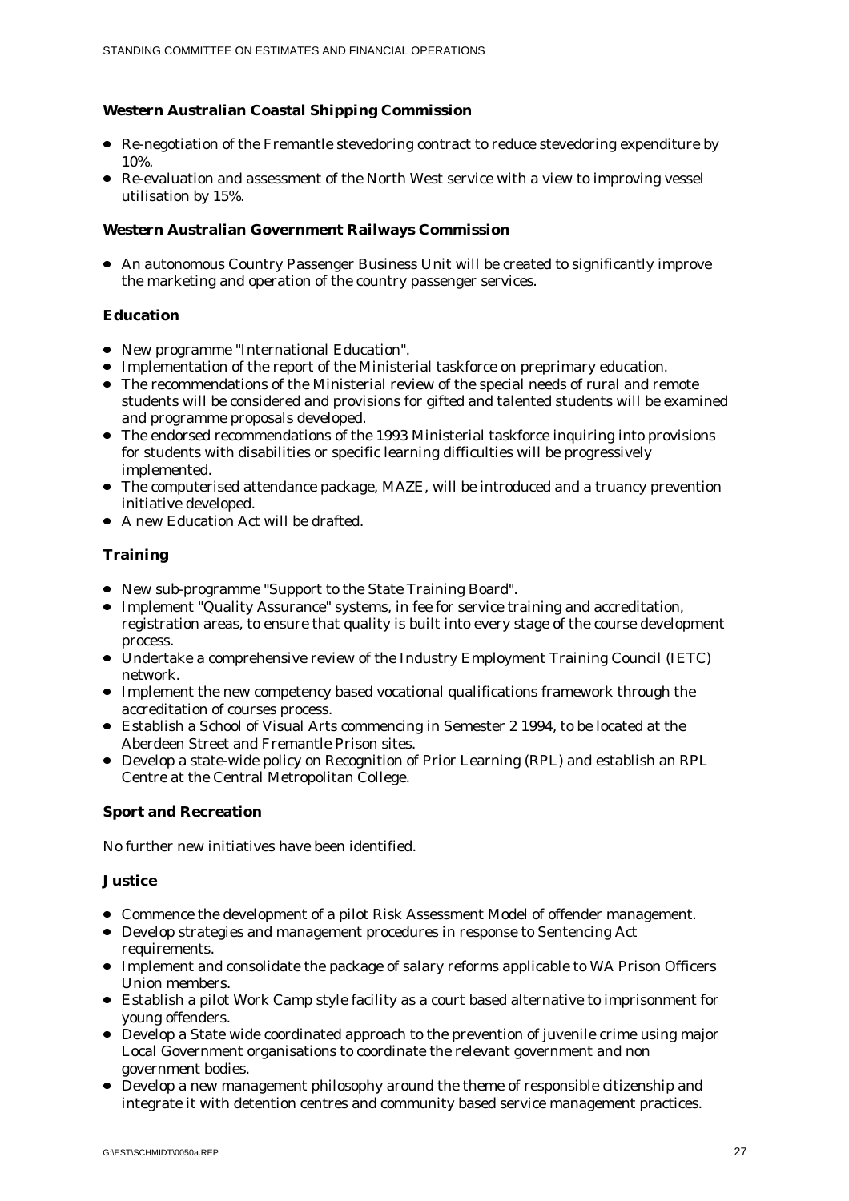**Western Australian Coastal Shipping Commission**

- Re-negotiation of the Fremantle stevedoring contract to reduce stevedoring expenditure by 10%.
- Re-evaluation and assessment of the North West service with a view to improving vessel utilisation by 15%.

**Western Australian Government Railways Commission**

- An autonomous Country Passenger Business Unit will be created to significantly improve the marketing and operation of the country passenger services.

**Education**

- New programme "International Education".
- Implementation of the report of the Ministerial taskforce on preprimary education.
- The recommendations of the Ministerial review of the special needs of rural and remote students will be considered and provisions for gifted and talented students will be examined and programme proposals developed.
- The endorsed recommendations of the 1993 Ministerial taskforce inquiring into provisions for students with disabilities or specific learning difficulties will be progressively implemented.
- The computerised attendance package, MAZE, will be introduced and a truancy prevention initiative developed.
- A new Education Act will be drafted.

**Training**

- New sub-programme "Support to the State Training Board".
- Implement "Quality Assurance" systems, in fee for service training and accreditation, registration areas, to ensure that quality is built into every stage of the course development process.
- Undertake a comprehensive review of the Industry Employment Training Council (IETC) network.
- Implement the new competency based vocational qualifications framework through the accreditation of courses process.
- Establish a School of Visual Arts commencing in Semester 2 1994, to be located at the Aberdeen Street and Fremantle Prison sites.
- Develop a state-wide policy on Recognition of Prior Learning (RPL) and establish an RPL Centre at the Central Metropolitan College.

**Sport and Recreation**

No further new initiatives have been identified.

**Justice**

- Commence the development of a pilot Risk Assessment Model of offender management.
- Develop strategies and management procedures in response to Sentencing Act requirements.
- Implement and consolidate the package of salary reforms applicable to WA Prison Officers Union members.
- Establish a pilot Work Camp style facility as a court based alternative to imprisonment for young offenders.
- Develop a State wide coordinated approach to the prevention of juvenile crime using major Local Government organisations to coordinate the relevant government and non government bodies.
- Develop a new management philosophy around the theme of responsible citizenship and integrate it with detention centres and community based service management practices.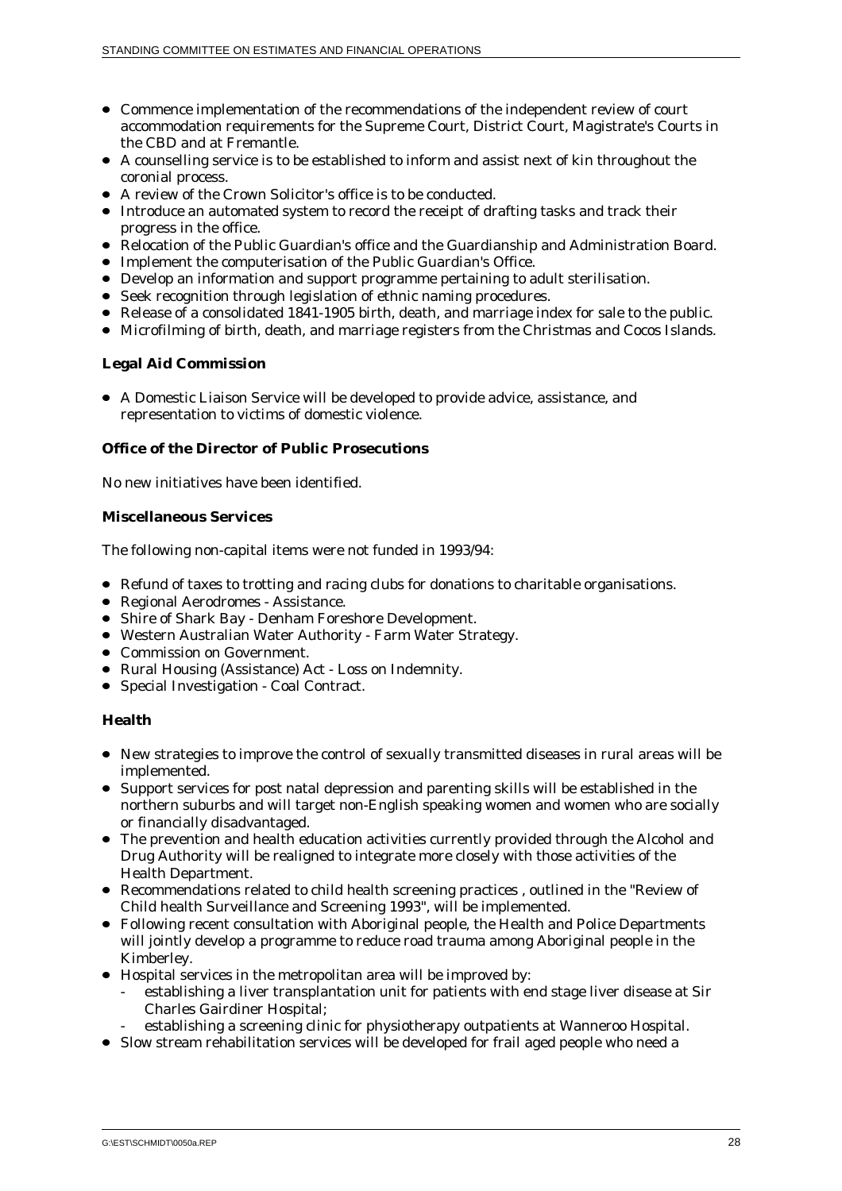- Commence implementation of the recommendations of the independent review of court accommodation requirements for the Supreme Court, District Court, Magistrate's Courts in the CBD and at Fremantle.
- A counselling service is to be established to inform and assist next of kin throughout the coronial process.
- A review of the Crown Solicitor's office is to be conducted.
- Introduce an automated system to record the receipt of drafting tasks and track their progress in the office.
- Relocation of the Public Guardian's office and the Guardianship and Administration Board.
- Implement the computerisation of the Public Guardian's Office.
- Develop an information and support programme pertaining to adult sterilisation.
- Seek recognition through legislation of ethnic naming procedures.
- Release of a consolidated 1841-1905 birth, death, and marriage index for sale to the public.
- Microfilming of birth, death, and marriage registers from the Christmas and Cocos Islands.

**Legal Aid Commission**

- A Domestic Liaison Service will be developed to provide advice, assistance, and representation to victims of domestic violence.

**Office of the Director of Public Prosecutions**

No new initiatives have been identified.

**Miscellaneous Services**

The following non-capital items were not funded in 1993/94:

- Refund of taxes to trotting and racing clubs for donations to charitable organisations.
- Regional Aerodromes - Assistance.
- Shire of Shark Bay - Denham Foreshore Development.
- Western Australian Water Authority - Farm Water Strategy.
- Commission on Government.
- Rural Housing (Assistance) Act - Loss on Indemnity.
- Special Investigation - Coal Contract.

**Health**

- New strategies to improve the control of sexually transmitted diseases in rural areas will be implemented.
- Support services for post natal depression and parenting skills will be established in the northern suburbs and will target non-English speaking women and women who are socially or financially disadvantaged.
- The prevention and health education activities currently provided through the Alcohol and Drug Authority will be realigned to integrate more closely with those activities of the Health Department.
- Recommendations related to child health screening practices , outlined in the "Review of Child health Surveillance and Screening 1993", will be implemented.
- Following recent consultation with Aboriginal people, the Health and Police Departments will jointly develop a programme to reduce road trauma among Aboriginal people in the Kimberley.
- Hospital services in the metropolitan area will be improved by:
  - establishing a liver transplantation unit for patients with end stage liver disease at Sir Charles Gairdiner Hospital;
  - establishing a screening clinic for physiotherapy outpatients at Wanneroo Hospital.
- Slow stream rehabilitation services will be developed for frail aged people who need a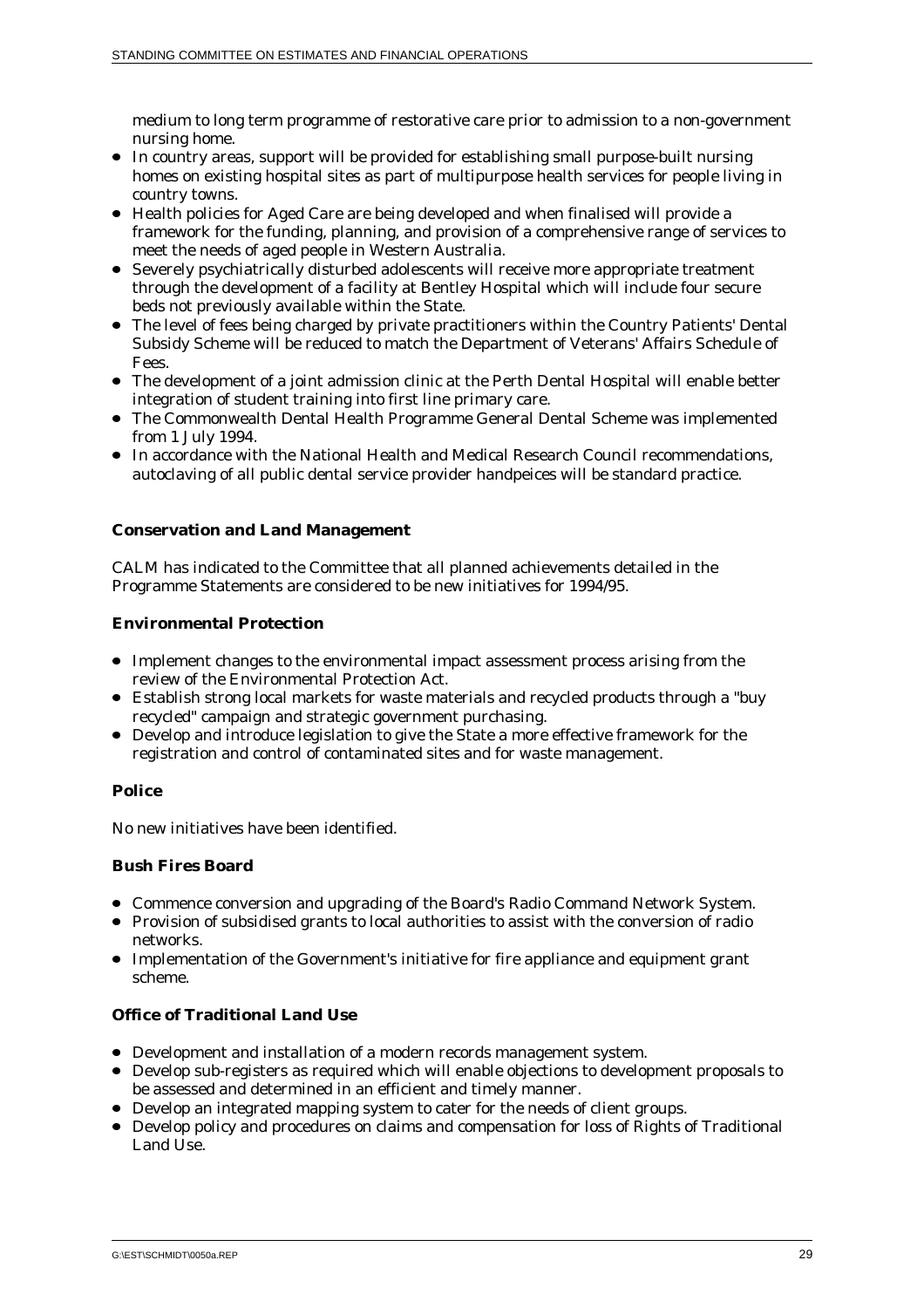medium to long term programme of restorative care prior to admission to a non-government nursing home.

- In country areas, support will be provided for establishing small purpose-built nursing homes on existing hospital sites as part of multipurpose health services for people living in country towns.
- Health policies for Aged Care are being developed and when finalised will provide a framework for the funding, planning, and provision of a comprehensive range of services to meet the needs of aged people in Western Australia.
- Severely psychiatrically disturbed adolescents will receive more appropriate treatment through the development of a facility at Bentley Hospital which will include four secure beds not previously available within the State.
- The level of fees being charged by private practitioners within the Country Patients' Dental Subsidy Scheme will be reduced to match the Department of Veterans' Affairs Schedule of Fees.
- The development of a joint admission clinic at the Perth Dental Hospital will enable better integration of student training into first line primary care.
- The Commonwealth Dental Health Programme General Dental Scheme was implemented from 1 July 1994.
- In accordance with the National Health and Medical Research Council recommendations, autoclaving of all public dental service provider handpeices will be standard practice.

**Conservation and Land Management**

CALM has indicated to the Committee that all planned achievements detailed in the Programme Statements are considered to be new initiatives for 1994/95.

**Environmental Protection**

- Implement changes to the environmental impact assessment process arising from the review of the Environmental Protection Act.
- Establish strong local markets for waste materials and recycled products through a "buy recycled" campaign and strategic government purchasing.
- Develop and introduce legislation to give the State a more effective framework for the registration and control of contaminated sites and for waste management.

**Police**

No new initiatives have been identified.

**Bush Fires Board**

- Commence conversion and upgrading of the Board's Radio Command Network System.
- Provision of subsidised grants to local authorities to assist with the conversion of radio networks.
- Implementation of the Government's initiative for fire appliance and equipment grant scheme.

**Office of Traditional Land Use**

- Development and installation of a modern records management system.
- Develop sub-registers as required which will enable objections to development proposals to be assessed and determined in an efficient and timely manner.
- Develop an integrated mapping system to cater for the needs of client groups.
- Develop policy and procedures on claims and compensation for loss of Rights of Traditional Land Use.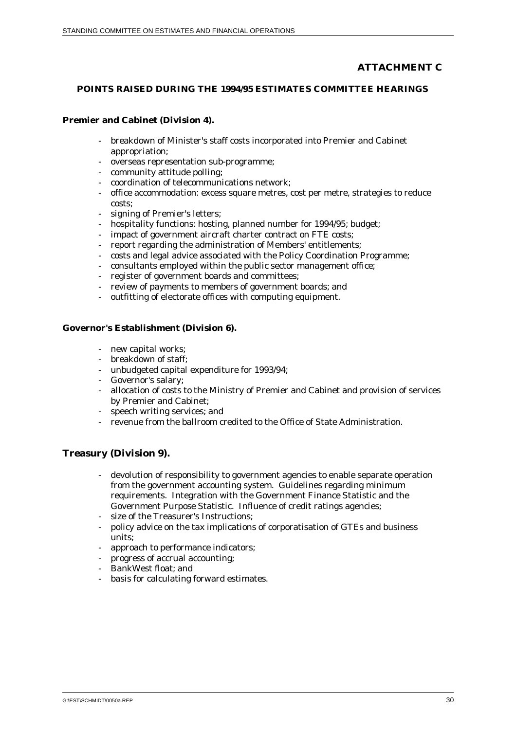**ATTACHMENT C**

**POINTS RAISED DURING THE 1994/95 ESTIMATES COMMITTEE HEARINGS**

**Premier and Cabinet (Division 4).**

- breakdown of Minister's staff costs incorporated into Premier and Cabinet appropriation;
- overseas representation sub-programme;
- community attitude polling;
- coordination of telecommunications network;
- office accommodation: excess square metres, cost per metre, strategies to reduce costs;
- signing of Premier's letters;
- hospitality functions: hosting, planned number for 1994/95; budget;
- impact of government aircraft charter contract on FTE costs;
- report regarding the administration of Members' entitlements;
- costs and legal advice associated with the Policy Coordination Programme;
- consultants employed within the public sector management office;
- register of government boards and committees;
- review of payments to members of government boards; and
- outfitting of electorate offices with computing equipment.

**Governor's Establishment (Division 6).**

- new capital works;
- breakdown of staff;
- unbudgeted capital expenditure for 1993/94;
- Governor's salary;
- allocation of costs to the Ministry of Premier and Cabinet and provision of services by Premier and Cabinet;
- speech writing services; and
- revenue from the ballroom credited to the Office of State Administration.

**Treasury (Division 9).**

- devolution of responsibility to government agencies to enable separate operation from the government accounting system. Guidelines regarding minimum requirements. Integration with the Government Finance Statistic and the Government Purpose Statistic. Influence of credit ratings agencies;
- size of the Treasurer's Instructions;
- policy advice on the tax implications of corporatisation of GTEs and business units;
- approach to performance indicators;
- progress of accrual accounting;
- BankWest float; and
- basis for calculating forward estimates.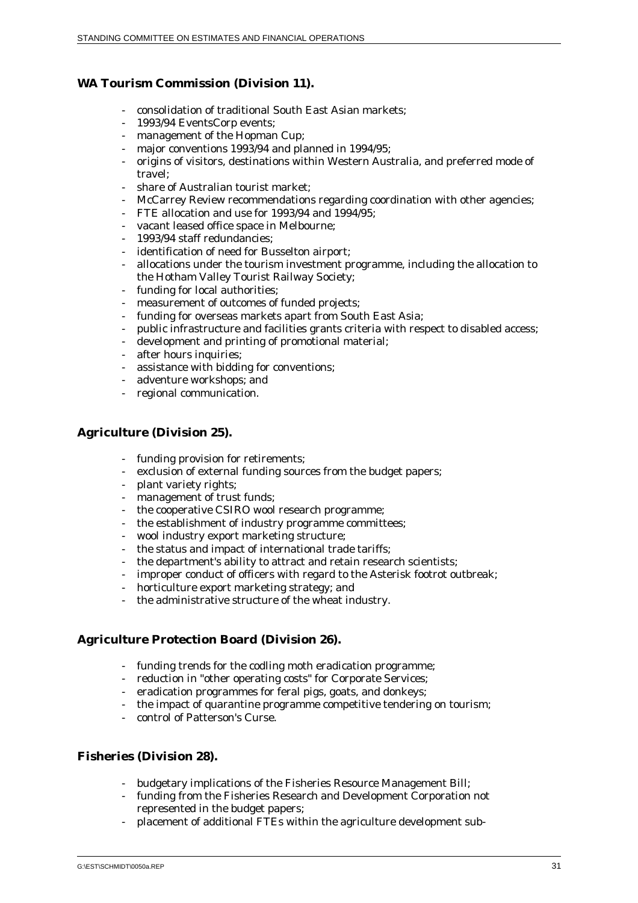**WA Tourism Commission (Division 11).**

- consolidation of traditional South East Asian markets;
- 1993/94 EventsCorp events;
- management of the Hopman Cup;
- major conventions 1993/94 and planned in 1994/95;
- origins of visitors, destinations within Western Australia, and preferred mode of travel;
- share of Australian tourist market;
- McCarrey Review recommendations regarding coordination with other agencies;
- FTE allocation and use for 1993/94 and 1994/95;
- vacant leased office space in Melbourne;
- 1993/94 staff redundancies;
- identification of need for Busselton airport;
- allocations under the tourism investment programme, including the allocation to the Hotham Valley Tourist Railway Society;
- funding for local authorities;
- measurement of outcomes of funded projects;
- funding for overseas markets apart from South East Asia;
- public infrastructure and facilities grants criteria with respect to disabled access;
- development and printing of promotional material;
- after hours inquiries;
- assistance with bidding for conventions;
- adventure workshops; and
- regional communication.

**Agriculture (Division 25).**

- funding provision for retirements;
- exclusion of external funding sources from the budget papers;
- plant variety rights;
- management of trust funds;
- the cooperative CSIRO wool research programme;
- the establishment of industry programme committees;
- wool industry export marketing structure;
- the status and impact of international trade tariffs;
- the department's ability to attract and retain research scientists;
- improper conduct of officers with regard to the Asterisk footrot outbreak;
- horticulture export marketing strategy; and
- the administrative structure of the wheat industry.

**Agriculture Protection Board (Division 26).**

- funding trends for the codling moth eradication programme;
- reduction in "other operating costs" for Corporate Services;
- eradication programmes for feral pigs, goats, and donkeys;
- the impact of quarantine programme competitive tendering on tourism;
- control of Patterson's Curse.

**Fisheries (Division 28).**

- budgetary implications of the Fisheries Resource Management Bill;
- funding from the Fisheries Research and Development Corporation not represented in the budget papers;
- placement of additional FTEs within the agriculture development sub-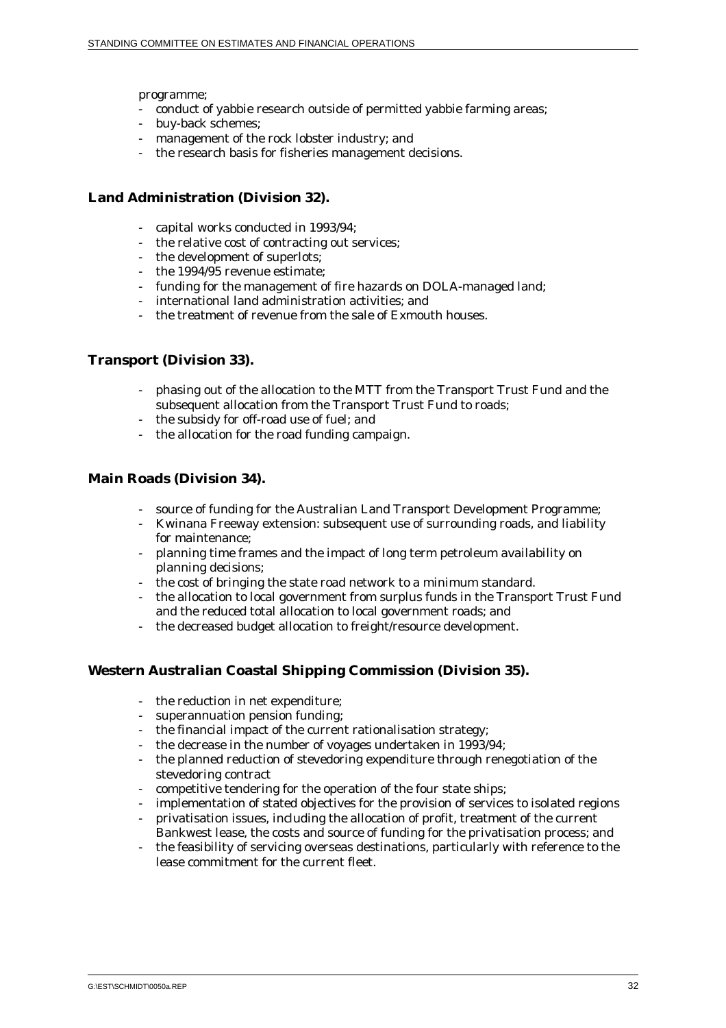programme;

- conduct of yabbie research outside of permitted yabbie farming areas;
- buy-back schemes;
- management of the rock lobster industry; and
- the research basis for fisheries management decisions.

### Land Administration (Division 32).

- capital works conducted in 1993/94;
- the relative cost of contracting out services;
- the development of superlots;
- the 1994/95 revenue estimate;
- funding for the management of fire hazards on DOLA-managed land;
- international land administration activities; and
- the treatment of revenue from the sale of Exmouth houses.

### Transport (Division 33).

- phasing out of the allocation to the MTT from the Transport Trust Fund and the subsequent allocation from the Transport Trust Fund to roads;
- the subsidy for off-road use of fuel; and
- the allocation for the road funding campaign.

### Main Roads (Division 34).

- source of funding for the Australian Land Transport Development Programme;
- Kwinana Freeway extension: subsequent use of surrounding roads, and liability for maintenance;
- planning time frames and the impact of long term petroleum availability on planning decisions;
- the cost of bringing the state road network to a minimum standard.
- the allocation to local government from surplus funds in the Transport Trust Fund and the reduced total allocation to local government roads; and
- the decreased budget allocation to freight/resource development.

### Western Australian Coastal Shipping Commission (Division 35).

- the reduction in net expenditure;
- superannuation pension funding;
- the financial impact of the current rationalisation strategy;
- the decrease in the number of voyages undertaken in 1993/94;
- the planned reduction of stevedoring expenditure through renegotiation of the stevedoring contract
- competitive tendering for the operation of the four state ships;
- implementation of stated objectives for the provision of services to isolated regions
- privatisation issues, including the allocation of profit, treatment of the current Bankwest lease, the costs and source of funding for the privatisation process; and
- the feasibility of servicing overseas destinations, particularly with reference to the lease commitment for the current fleet.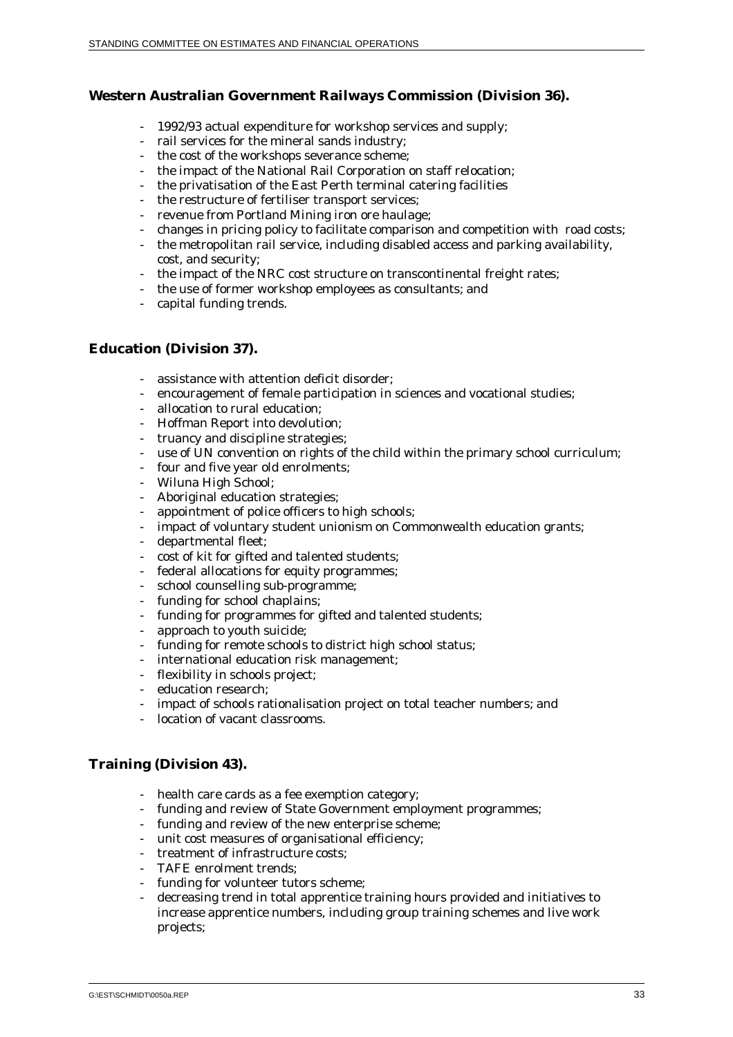## Western Australian Government Railways Commission (Division 36).

- 1992/93 actual expenditure for workshop services and supply;
- rail services for the mineral sands industry;
- the cost of the workshops severance scheme;
- the impact of the National Rail Corporation on staff relocation;
- the privatisation of the East Perth terminal catering facilities
- the restructure of fertiliser transport services;
- revenue from Portland Mining iron ore haulage;
- changes in pricing policy to facilitate comparison and competition with road costs;
- the metropolitan rail service, including disabled access and parking availability, cost, and security;
- the impact of the NRC cost structure on transcontinental freight rates;
- the use of former workshop employees as consultants; and
- capital funding trends.

## Education (Division 37).

- assistance with attention deficit disorder;
- encouragement of female participation in sciences and vocational studies;
- allocation to rural education;
- Hoffman Report into devolution;
- truancy and discipline strategies;
- use of UN convention on rights of the child within the primary school curriculum;
- four and five year old enrolments;
- Wiluna High School;
- Aboriginal education strategies;
- appointment of police officers to high schools;
- impact of voluntary student unionism on Commonwealth education grants;
- departmental fleet;
- cost of kit for gifted and talented students;
- federal allocations for equity programmes;
- school counselling sub-programme;
- funding for school chaplains;
- funding for programmes for gifted and talented students;
- approach to youth suicide;
- funding for remote schools to district high school status;
- international education risk management;
- flexibility in schools project;
- education research;
- impact of schools rationalisation project on total teacher numbers; and
- location of vacant classrooms.

## Training (Division 43).

- health care cards as a fee exemption category;
- funding and review of State Government employment programmes;
- funding and review of the new enterprise scheme;
- unit cost measures of organisational efficiency;
- treatment of infrastructure costs;
- TAFE enrolment trends;
- funding for volunteer tutors scheme;
- decreasing trend in total apprentice training hours provided and initiatives to increase apprentice numbers, including group training schemes and live work projects;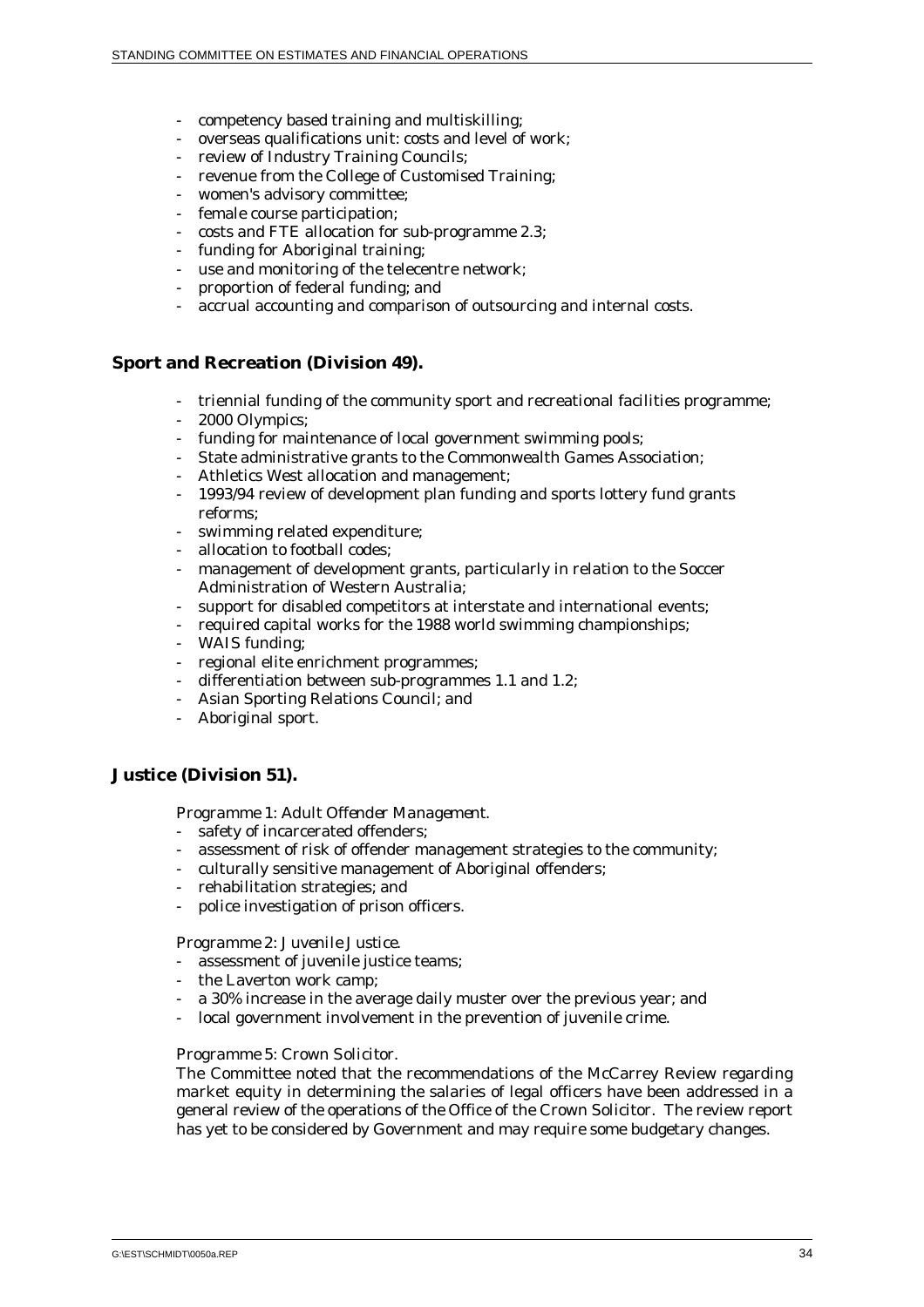- competency based training and multiskilling;
- overseas qualifications unit: costs and level of work;
- review of Industry Training Councils;
- revenue from the College of Customised Training;
- women's advisory committee;
- female course participation;
- costs and FTE allocation for sub-programme 2.3;
- funding for Aboriginal training;
- use and monitoring of the telecentre network;
- proportion of federal funding; and
- accrual accounting and comparison of outsourcing and internal costs.

### Sport and Recreation (Division 49).

- triennial funding of the community sport and recreational facilities programme;
- 2000 Olympics;
- funding for maintenance of local government swimming pools;
- State administrative grants to the Commonwealth Games Association;
- Athletics West allocation and management;
- 1993/94 review of development plan funding and sports lottery fund grants reforms;
- swimming related expenditure;
- allocation to football codes;
- management of development grants, particularly in relation to the Soccer Administration of Western Australia;
- support for disabled competitors at interstate and international events;
- required capital works for the 1988 world swimming championships;
- WAIS funding;
- regional elite enrichment programmes;
- differentiation between sub-programmes 1.1 and 1.2;
- Asian Sporting Relations Council; and
- Aboriginal sport.

### Justice (Division 51).

*Programme 1: Adult Offender Management.*

- safety of incarcerated offenders;
- assessment of risk of offender management strategies to the community;
- culturally sensitive management of Aboriginal offenders;
- rehabilitation strategies; and
- police investigation of prison officers.

*Programme 2: Juvenile Justice.*

- assessment of juvenile justice teams;
- the Laverton work camp;
- a 30% increase in the average daily muster over the previous year; and
- local government involvement in the prevention of juvenile crime.

*Programme 5: Crown Solicitor.*

The Committee noted that the recommendations of the McCarrey Review regarding market equity in determining the salaries of legal officers have been addressed in a general review of the operations of the Office of the Crown Solicitor. The review report has yet to be considered by Government and may require some budgetary changes.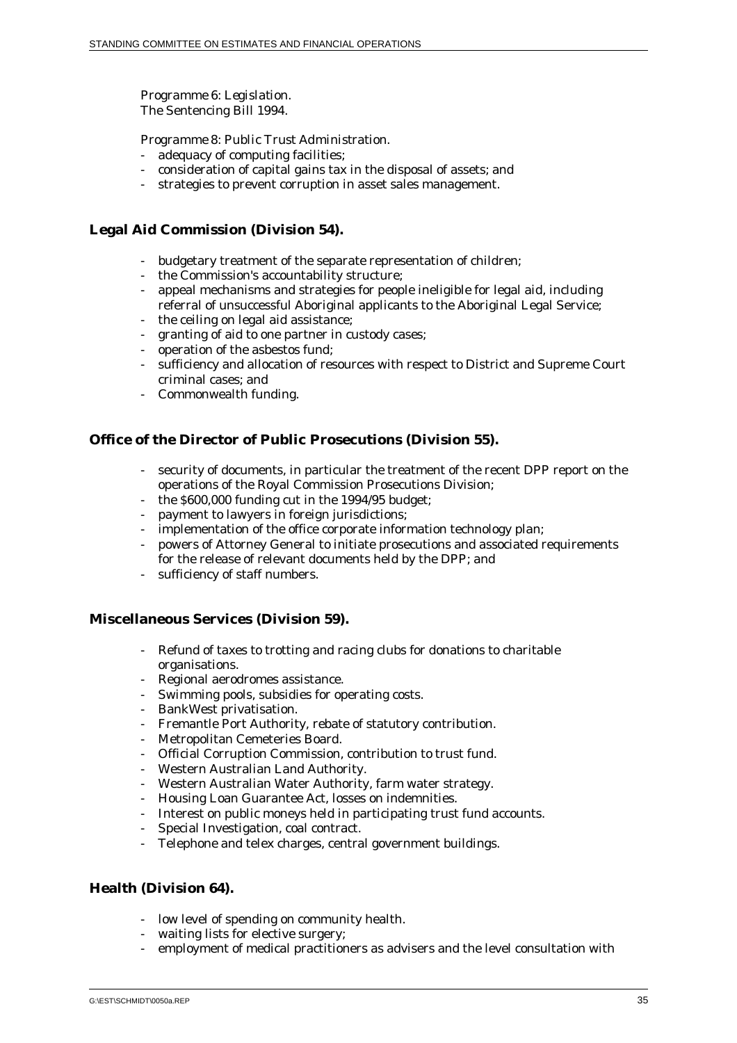Programme 6: Legislation.
The Sentencing Bill 1994.

Programme 8: Public Trust Administration.

- adequacy of computing facilities;
- consideration of capital gains tax in the disposal of assets; and
- strategies to prevent corruption in asset sales management.

## Legal Aid Commission (Division 54).

- budgetary treatment of the separate representation of children;
- the Commission's accountability structure;
- appeal mechanisms and strategies for people ineligible for legal aid, including referral of unsuccessful Aboriginal applicants to the Aboriginal Legal Service;
- the ceiling on legal aid assistance;
- granting of aid to one partner in custody cases;
- operation of the asbestos fund;
- sufficiency and allocation of resources with respect to District and Supreme Court criminal cases; and
- Commonwealth funding.

## Office of the Director of Public Prosecutions (Division 55).

- security of documents, in particular the treatment of the recent DPP report on the operations of the Royal Commission Prosecutions Division;
- the $600,000 funding cut in the 1994/95 budget;
- payment to lawyers in foreign jurisdictions;
- implementation of the office corporate information technology plan;
- powers of Attorney General to initiate prosecutions and associated requirements for the release of relevant documents held by the DPP; and
- sufficiency of staff numbers.

## Miscellaneous Services (Division 59).

- Refund of taxes to trotting and racing clubs for donations to charitable organisations.
- Regional aerodromes assistance.
- Swimming pools, subsidies for operating costs.
- BankWest privatisation.
- Fremantle Port Authority, rebate of statutory contribution.
- Metropolitan Cemeteries Board.
- Official Corruption Commission, contribution to trust fund.
- Western Australian Land Authority.
- Western Australian Water Authority, farm water strategy.
- Housing Loan Guarantee Act, losses on indemnities.
- Interest on public moneys held in participating trust fund accounts.
- Special Investigation, coal contract.
- Telephone and telex charges, central government buildings.

## Health (Division 64).

- low level of spending on community health.
- waiting lists for elective surgery;
- employment of medical practitioners as advisers and the level consultation with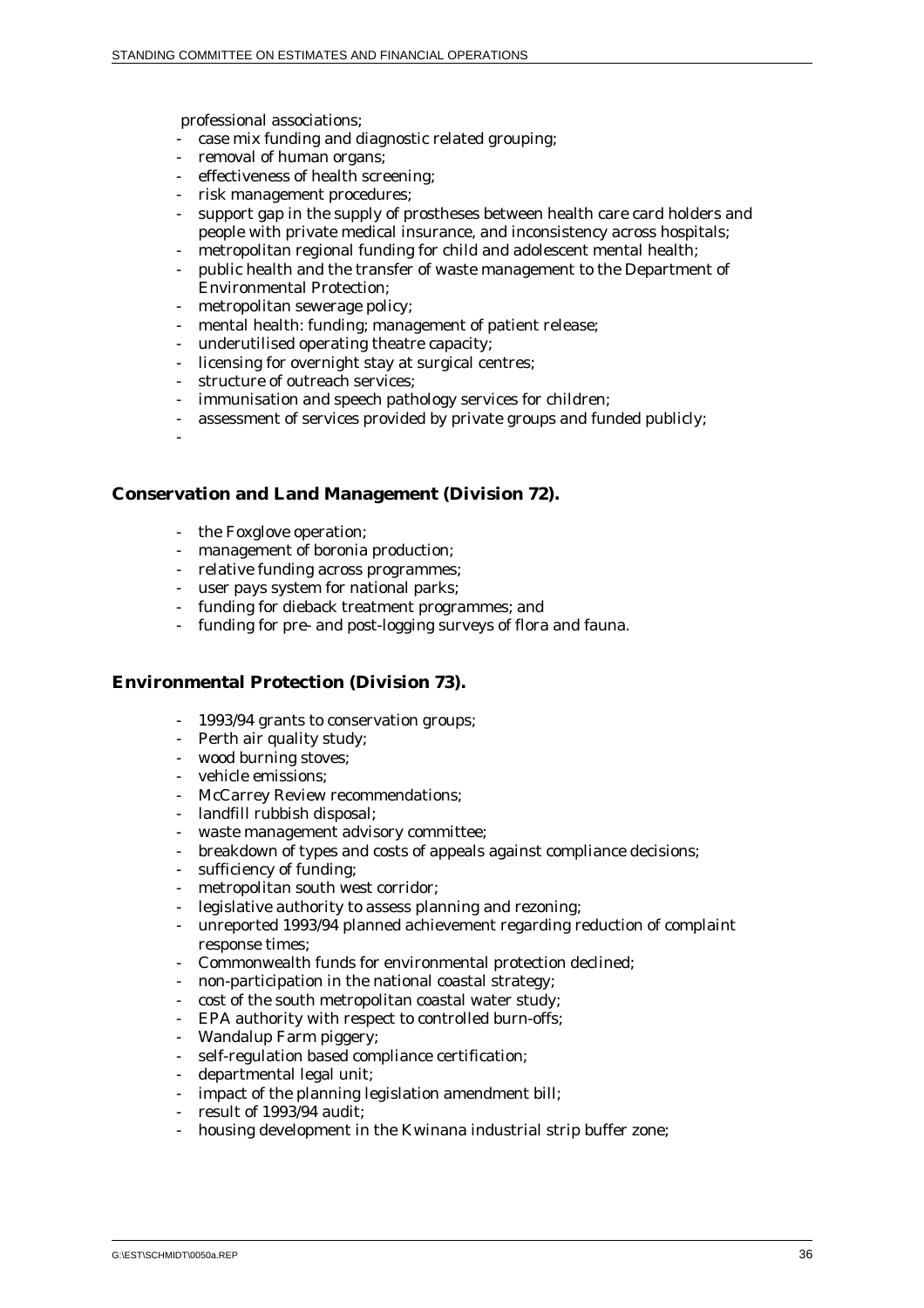professional associations;

- case mix funding and diagnostic related grouping;
- removal of human organs;
- effectiveness of health screening;
- risk management procedures;
- support gap in the supply of prostheses between health care card holders and people with private medical insurance, and inconsistency across hospitals;
- metropolitan regional funding for child and adolescent mental health;
- public health and the transfer of waste management to the Department of Environmental Protection;
- metropolitan sewerage policy;
- mental health: funding; management of patient release;
- underutilised operating theatre capacity;
- licensing for overnight stay at surgical centres;
- structure of outreach services;
- immunisation and speech pathology services for children;
- assessment of services provided by private groups and funded publicly;
-

## Conservation and Land Management (Division 72).

- the Foxglove operation;
- management of boronia production;
- relative funding across programmes;
- user pays system for national parks;
- funding for dieback treatment programmes; and
- funding for pre- and post-logging surveys of flora and fauna.

## Environmental Protection (Division 73).

- 1993/94 grants to conservation groups;
- Perth air quality study;
- wood burning stoves;
- vehicle emissions;
- McCarrey Review recommendations;
- landfill rubbish disposal;
- waste management advisory committee;
- breakdown of types and costs of appeals against compliance decisions;
- sufficiency of funding;
- metropolitan south west corridor;
- legislative authority to assess planning and rezoning;
- unreported 1993/94 planned achievement regarding reduction of complaint response times;
- Commonwealth funds for environmental protection declined;
- non-participation in the national coastal strategy;
- cost of the south metropolitan coastal water study;
- EPA authority with respect to controlled burn-offs;
- Wandalup Farm piggery;
- self-regulation based compliance certification;
- departmental legal unit;
- impact of the planning legislation amendment bill;
- result of 1993/94 audit;
- housing development in the Kwinana industrial strip buffer zone;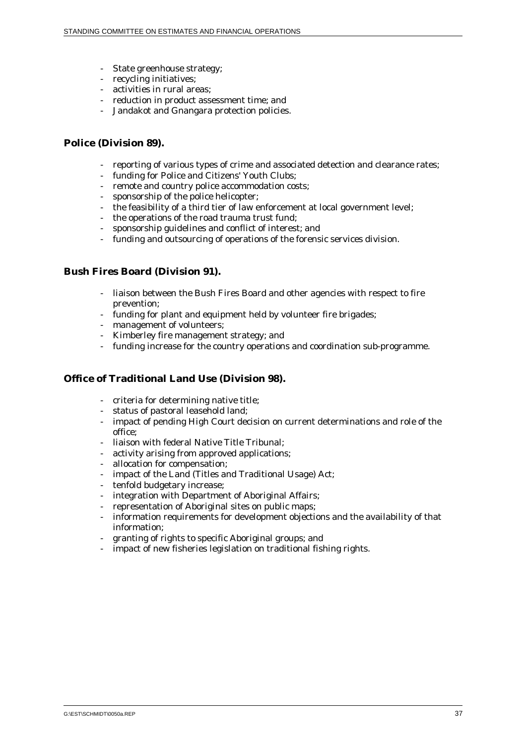- State greenhouse strategy;
- recycling initiatives;
- activities in rural areas;
- reduction in product assessment time; and
- Jandakot and Gnangara protection policies.

### Police (Division 89).

- reporting of various types of crime and associated detection and clearance rates;
- funding for Police and Citizens' Youth Clubs;
- remote and country police accommodation costs;
- sponsorship of the police helicopter;
- the feasibility of a third tier of law enforcement at local government level;
- the operations of the road trauma trust fund;
- sponsorship guidelines and conflict of interest; and
- funding and outsourcing of operations of the forensic services division.

### Bush Fires Board (Division 91).

- liaison between the Bush Fires Board and other agencies with respect to fire prevention;
- funding for plant and equipment held by volunteer fire brigades;
- management of volunteers;
- Kimberley fire management strategy; and
- funding increase for the country operations and coordination sub-programme.

### Office of Traditional Land Use (Division 98).

- criteria for determining native title;
- status of pastoral leasehold land;
- impact of pending High Court decision on current determinations and role of the office;
- liaison with federal Native Title Tribunal;
- activity arising from approved applications;
- allocation for compensation;
- impact of the Land (Titles and Traditional Usage) Act;
- tenfold budgetary increase;
- integration with Department of Aboriginal Affairs;
- representation of Aboriginal sites on public maps;
- information requirements for development objections and the availability of that information;
- granting of rights to specific Aboriginal groups; and
- impact of new fisheries legislation on traditional fishing rights.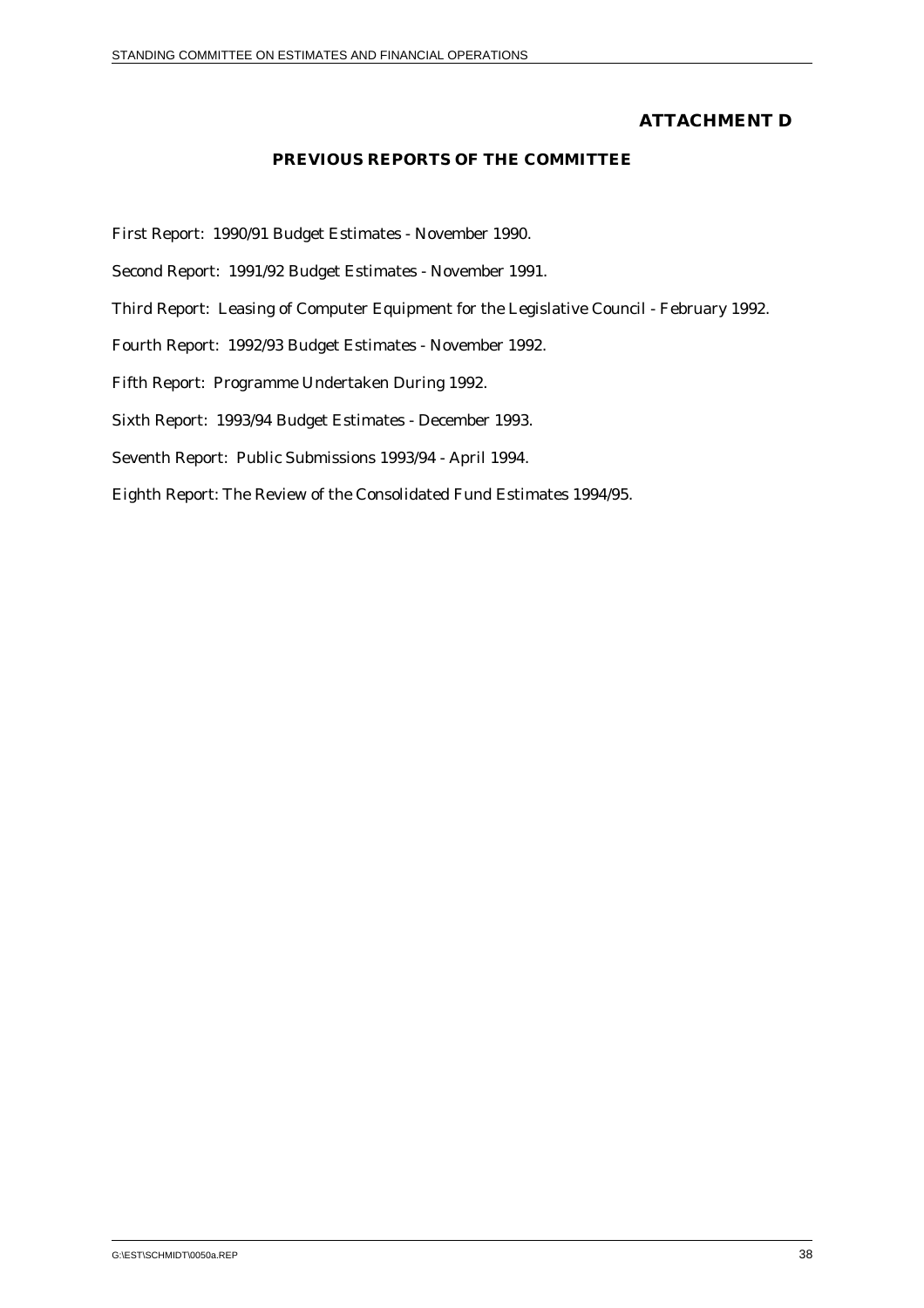## ATTACHMENT D

### PREVIOUS REPORTS OF THE COMMITTEE

First Report: 1990/91 Budget Estimates - November 1990.

Second Report: 1991/92 Budget Estimates - November 1991.

Third Report: Leasing of Computer Equipment for the Legislative Council - February 1992.

Fourth Report: 1992/93 Budget Estimates - November 1992.

Fifth Report: Programme Undertaken During 1992.

Sixth Report: 1993/94 Budget Estimates - December 1993.

Seventh Report: Public Submissions 1993/94 - April 1994.

Eighth Report: The Review of the Consolidated Fund Estimates 1994/95.